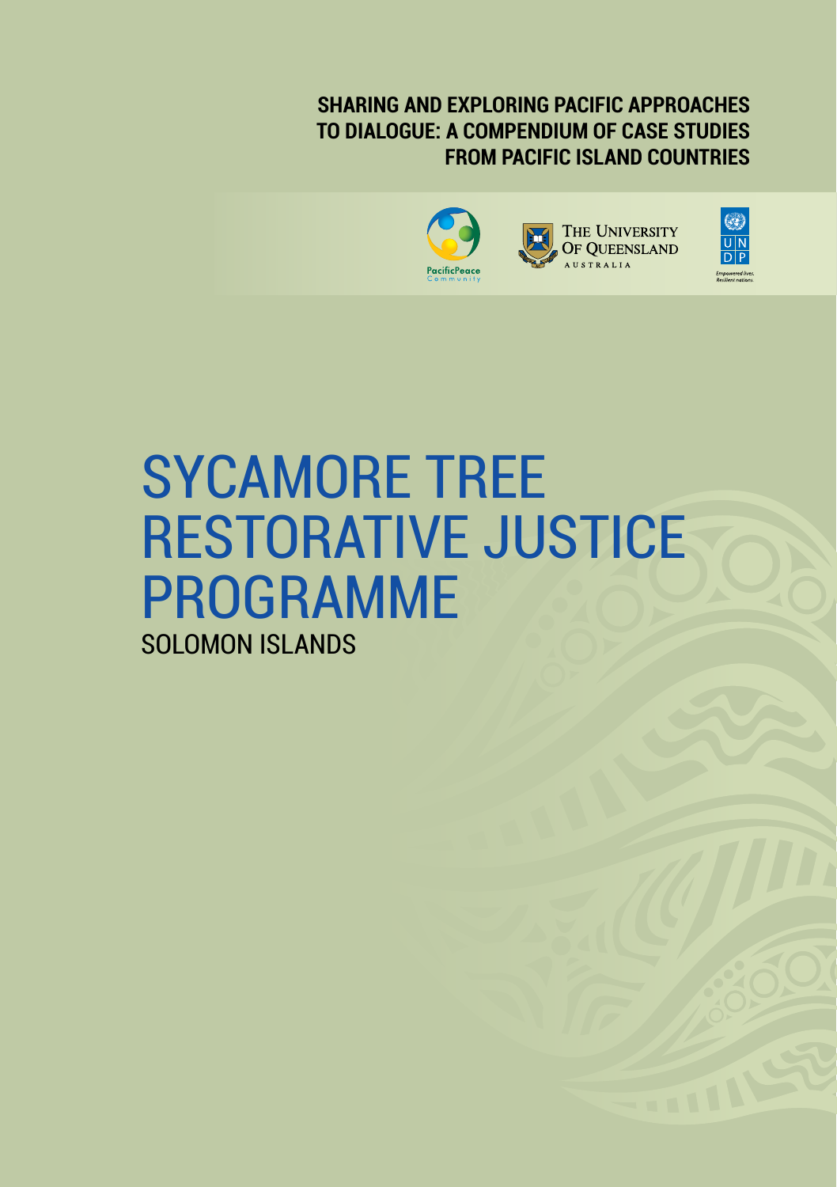**SHARING AND EXPLORING PACIFIC APPROACHES TO DIALOGUE: A COMPENDIUM OF CASE STUDIES FROM PACIFIC ISLAND COUNTRIES**

PacificPeace Community

The University Of Queensland Australia

UNDP Empowered lives. Resilient nations.

# SYCAMORE TREE RESTORATIVE JUSTICE PROGRAMME

## SOLOMON ISLANDS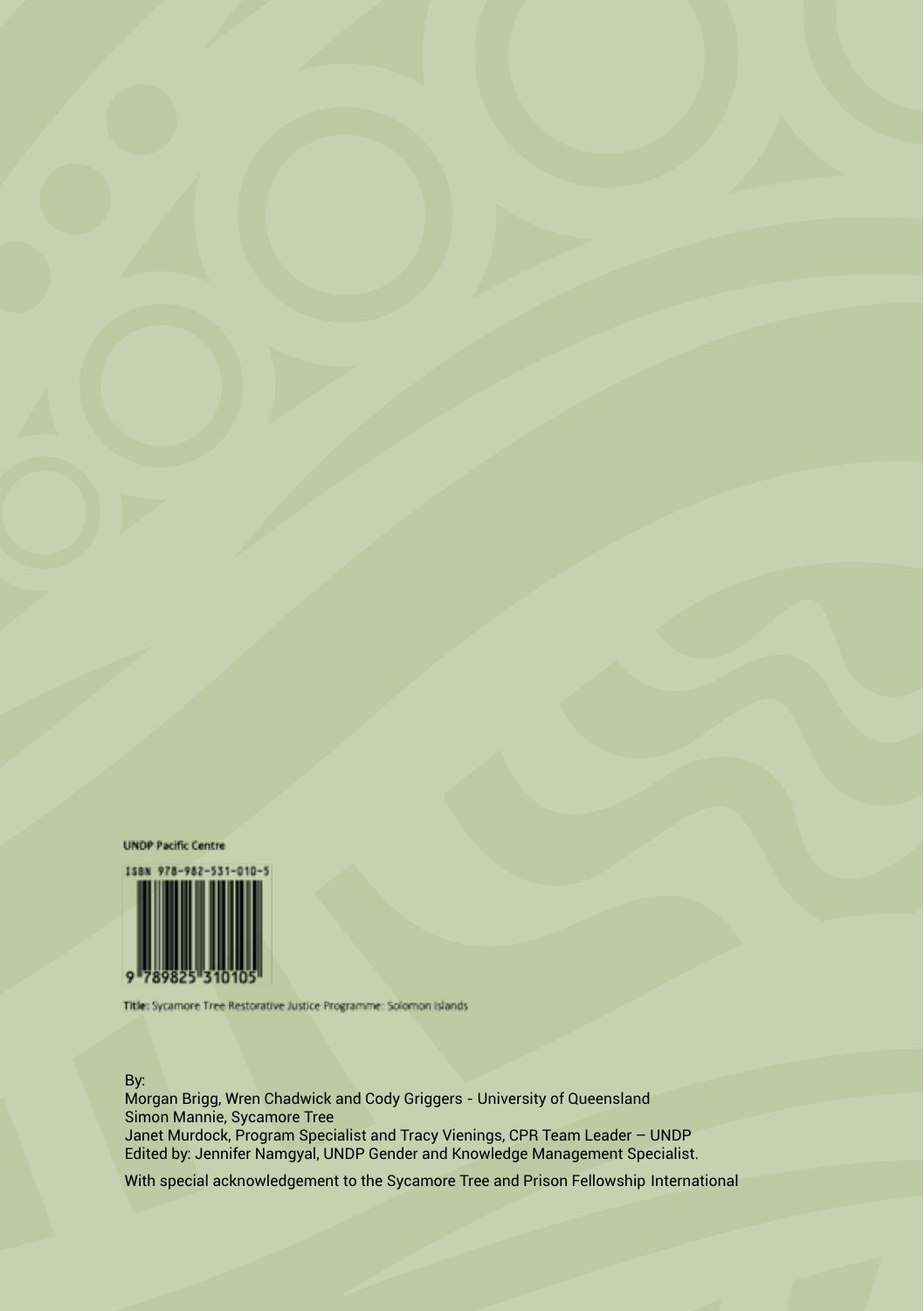UNDP Pacific Centre

ISBN 978-982-531-010-5

9 789825 310105

**Title:** Sycamore Tree Restorative Justice Programme: Solomon Islands

By:
Morgan Brigg, Wren Chadwick and Cody Griggers - University of Queensland
Simon Mannie, Sycamore Tree
Janet Murdock, Program Specialist and Tracy Vienings, CPR Team Leader – UNDP
Edited by: Jennifer Namgyal, UNDP Gender and Knowledge Management Specialist.

With special acknowledgement to the Sycamore Tree and Prison Fellowship International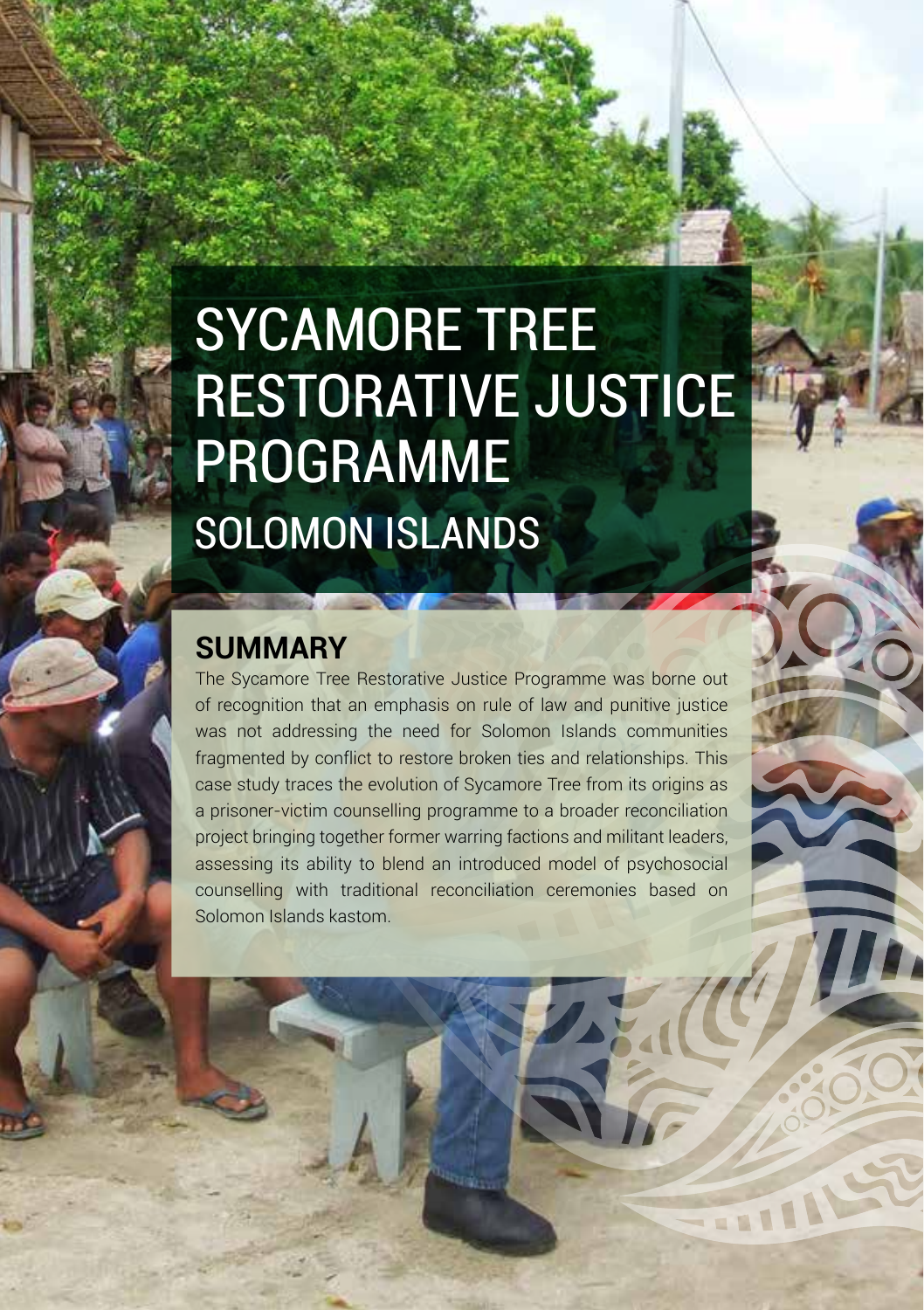# SYCAMORE TREE RESTORATIVE JUSTICE PROGRAMME

## SOLOMON ISLANDS

## SUMMARY

The Sycamore Tree Restorative Justice Programme was borne out of recognition that an emphasis on rule of law and punitive justice was not addressing the need for Solomon Islands communities fragmented by conflict to restore broken ties and relationships. This case study traces the evolution of Sycamore Tree from its origins as a prisoner-victim counselling programme to a broader reconciliation project bringing together former warring factions and militant leaders, assessing its ability to blend an introduced model of psychosocial counselling with traditional reconciliation ceremonies based on Solomon Islands kastom.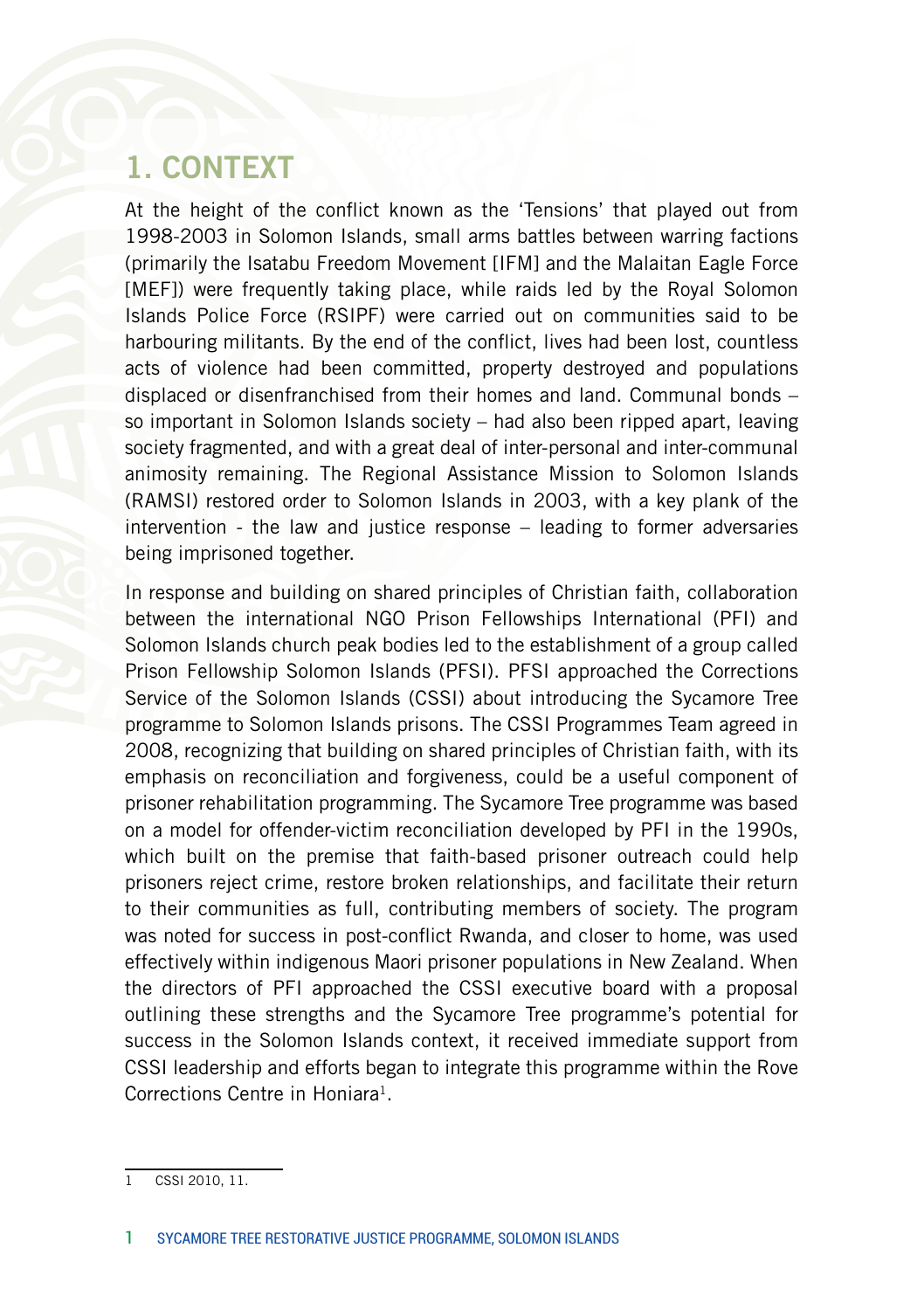# 1. CONTEXT

At the height of the conflict known as the 'Tensions' that played out from 1998-2003 in Solomon Islands, small arms battles between warring factions (primarily the Isatabu Freedom Movement [IFM] and the Malaitan Eagle Force [MEF]) were frequently taking place, while raids led by the Royal Solomon Islands Police Force (RSIPF) were carried out on communities said to be harbouring militants. By the end of the conflict, lives had been lost, countless acts of violence had been committed, property destroyed and populations displaced or disenfranchised from their homes and land. Communal bonds – so important in Solomon Islands society – had also been ripped apart, leaving society fragmented, and with a great deal of inter-personal and inter-communal animosity remaining. The Regional Assistance Mission to Solomon Islands (RAMSI) restored order to Solomon Islands in 2003, with a key plank of the intervention - the law and justice response – leading to former adversaries being imprisoned together.

In response and building on shared principles of Christian faith, collaboration between the international NGO Prison Fellowships International (PFI) and Solomon Islands church peak bodies led to the establishment of a group called Prison Fellowship Solomon Islands (PFSI). PFSI approached the Corrections Service of the Solomon Islands (CSSI) about introducing the Sycamore Tree programme to Solomon Islands prisons. The CSSI Programmes Team agreed in 2008, recognizing that building on shared principles of Christian faith, with its emphasis on reconciliation and forgiveness, could be a useful component of prisoner rehabilitation programming. The Sycamore Tree programme was based on a model for offender-victim reconciliation developed by PFI in the 1990s, which built on the premise that faith-based prisoner outreach could help prisoners reject crime, restore broken relationships, and facilitate their return to their communities as full, contributing members of society. The program was noted for success in post-conflict Rwanda, and closer to home, was used effectively within indigenous Maori prisoner populations in New Zealand. When the directors of PFI approached the CSSI executive board with a proposal outlining these strengths and the Sycamore Tree programme's potential for success in the Solomon Islands context, it received immediate support from CSSI leadership and efforts began to integrate this programme within the Rove Corrections Centre in Honiara[1].

---

[1] CSSI 2010, 11.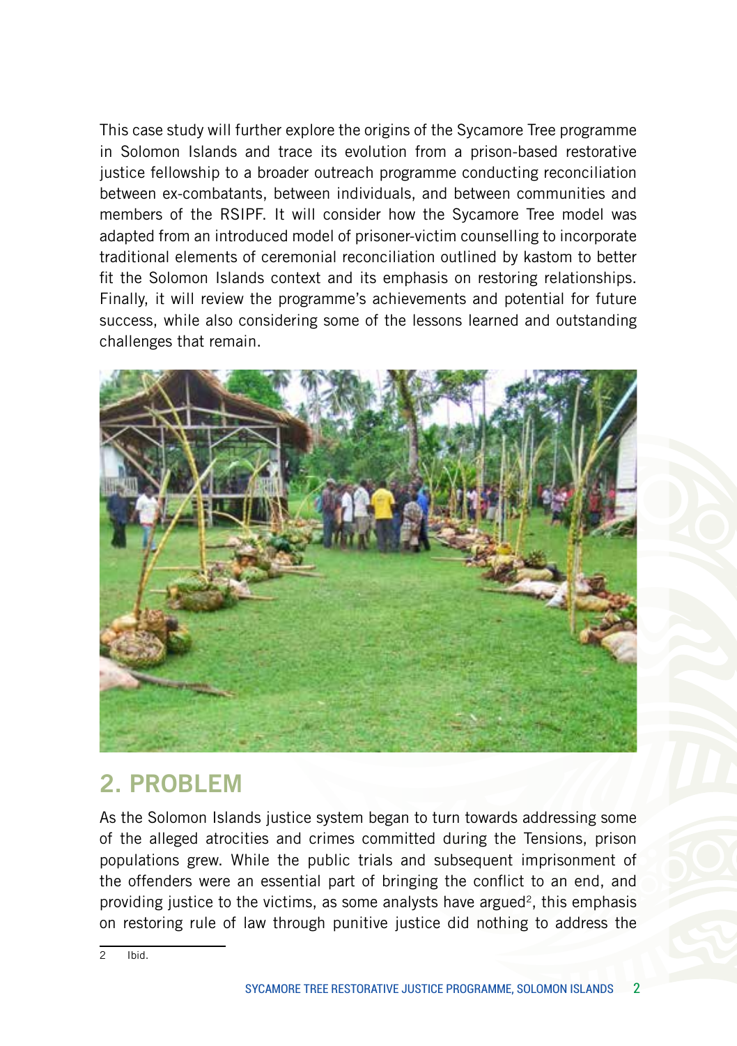This case study will further explore the origins of the Sycamore Tree programme in Solomon Islands and trace its evolution from a prison-based restorative justice fellowship to a broader outreach programme conducting reconciliation between ex-combatants, between individuals, and between communities and members of the RSIPF. It will consider how the Sycamore Tree model was adapted from an introduced model of prisoner-victim counselling to incorporate traditional elements of ceremonial reconciliation outlined by kastom to better fit the Solomon Islands context and its emphasis on restoring relationships. Finally, it will review the programme's achievements and potential for future success, while also considering some of the lessons learned and outstanding challenges that remain.

## 2. PROBLEM

As the Solomon Islands justice system began to turn towards addressing some of the alleged atrocities and crimes committed during the Tensions, prison populations grew. While the public trials and subsequent imprisonment of the offenders were an essential part of bringing the conflict to an end, and providing justice to the victims, as some analysts have argued[2], this emphasis on restoring rule of law through punitive justice did nothing to address the

2 Ibid.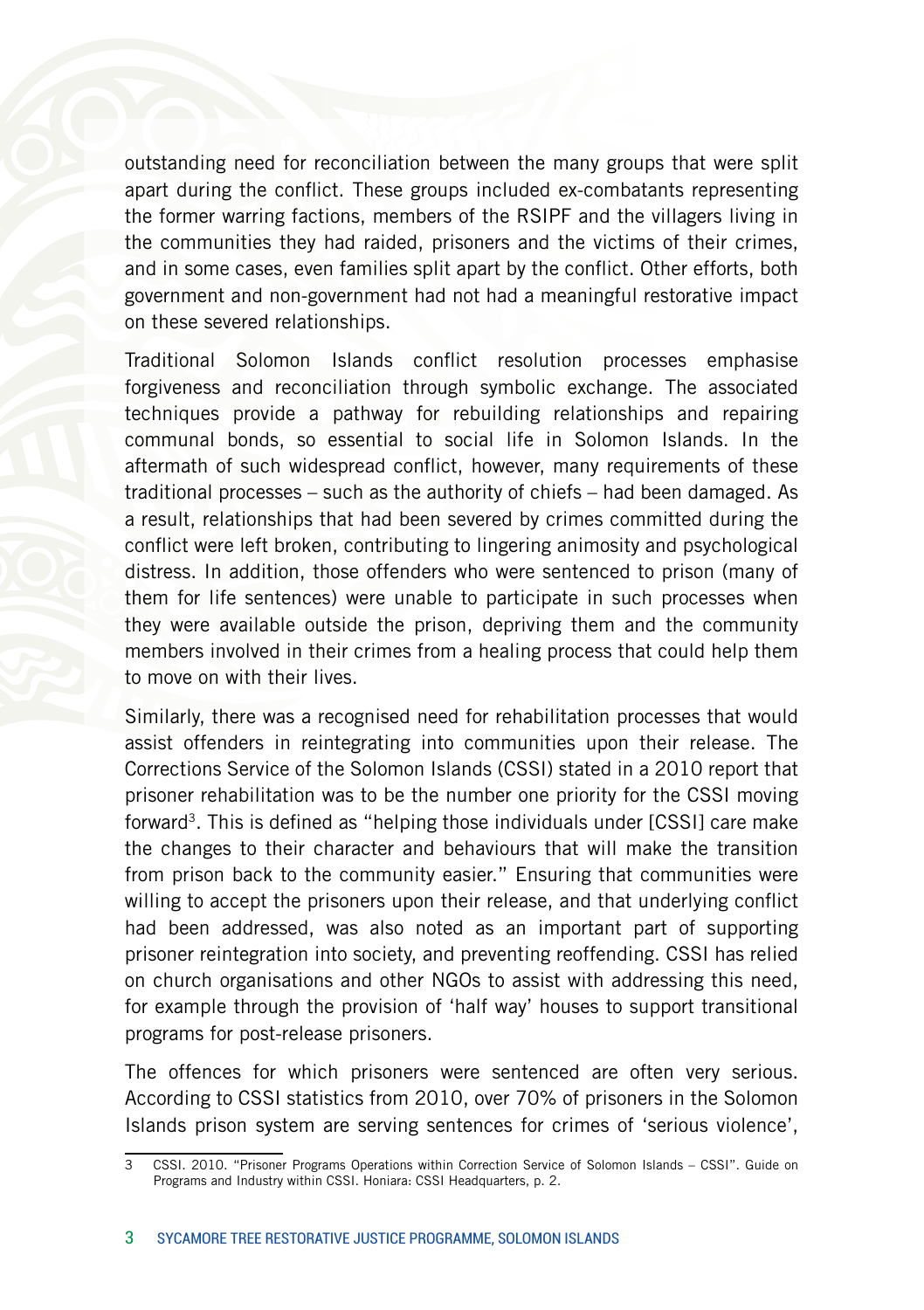outstanding need for reconciliation between the many groups that were split apart during the conflict. These groups included ex-combatants representing the former warring factions, members of the RSIPF and the villagers living in the communities they had raided, prisoners and the victims of their crimes, and in some cases, even families split apart by the conflict. Other efforts, both government and non-government had not had a meaningful restorative impact on these severed relationships.

Traditional Solomon Islands conflict resolution processes emphasise forgiveness and reconciliation through symbolic exchange. The associated techniques provide a pathway for rebuilding relationships and repairing communal bonds, so essential to social life in Solomon Islands. In the aftermath of such widespread conflict, however, many requirements of these traditional processes – such as the authority of chiefs – had been damaged. As a result, relationships that had been severed by crimes committed during the conflict were left broken, contributing to lingering animosity and psychological distress. In addition, those offenders who were sentenced to prison (many of them for life sentences) were unable to participate in such processes when they were available outside the prison, depriving them and the community members involved in their crimes from a healing process that could help them to move on with their lives.

Similarly, there was a recognised need for rehabilitation processes that would assist offenders in reintegrating into communities upon their release. The Corrections Service of the Solomon Islands (CSSI) stated in a 2010 report that prisoner rehabilitation was to be the number one priority for the CSSI moving forward[3]. This is defined as "helping those individuals under [CSSI] care make the changes to their character and behaviours that will make the transition from prison back to the community easier." Ensuring that communities were willing to accept the prisoners upon their release, and that underlying conflict had been addressed, was also noted as an important part of supporting prisoner reintegration into society, and preventing reoffending. CSSI has relied on church organisations and other NGOs to assist with addressing this need, for example through the provision of 'half way' houses to support transitional programs for post-release prisoners.

The offences for which prisoners were sentenced are often very serious. According to CSSI statistics from 2010, over 70% of prisoners in the Solomon Islands prison system are serving sentences for crimes of 'serious violence',

---

3 CSSI. 2010. "Prisoner Programs Operations within Correction Service of Solomon Islands – CSSI". Guide on Programs and Industry within CSSI. Honiara: CSSI Headquarters, p. 2.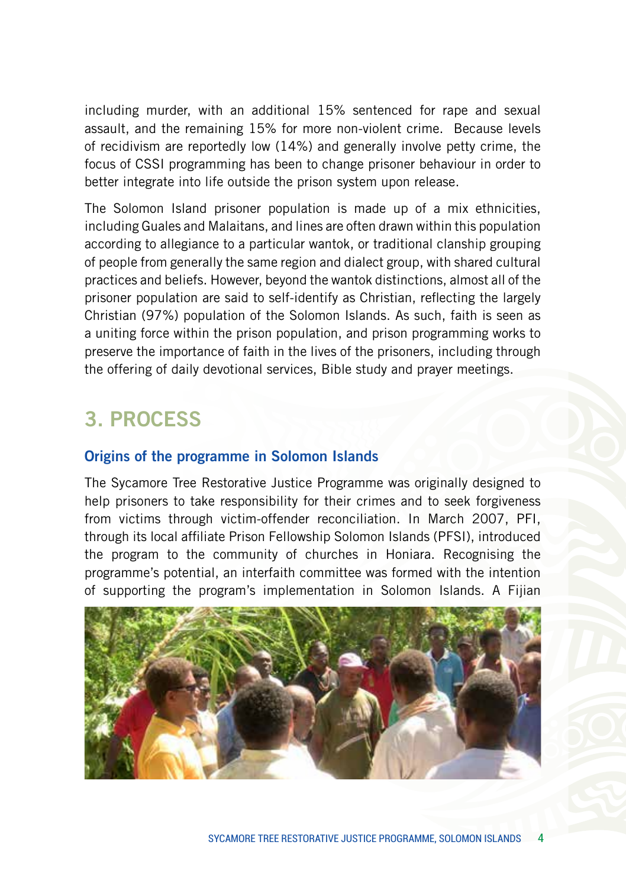including murder, with an additional 15% sentenced for rape and sexual assault, and the remaining 15% for more non-violent crime. Because levels of recidivism are reportedly low (14%) and generally involve petty crime, the focus of CSSI programming has been to change prisoner behaviour in order to better integrate into life outside the prison system upon release.

The Solomon Island prisoner population is made up of a mix ethnicities, including Guales and Malaitans, and lines are often drawn within this population according to allegiance to a particular wantok, or traditional clanship grouping of people from generally the same region and dialect group, with shared cultural practices and beliefs. However, beyond the wantok distinctions, almost all of the prisoner population are said to self-identify as Christian, reflecting the largely Christian (97%) population of the Solomon Islands. As such, faith is seen as a uniting force within the prison population, and prison programming works to preserve the importance of faith in the lives of the prisoners, including through the offering of daily devotional services, Bible study and prayer meetings.

## 3. PROCESS

### Origins of the programme in Solomon Islands

The Sycamore Tree Restorative Justice Programme was originally designed to help prisoners to take responsibility for their crimes and to seek forgiveness from victims through victim-offender reconciliation. In March 2007, PFI, through its local affiliate Prison Fellowship Solomon Islands (PFSI), introduced the program to the community of churches in Honiara. Recognising the programme's potential, an interfaith committee was formed with the intention of supporting the program's implementation in Solomon Islands. A Fijian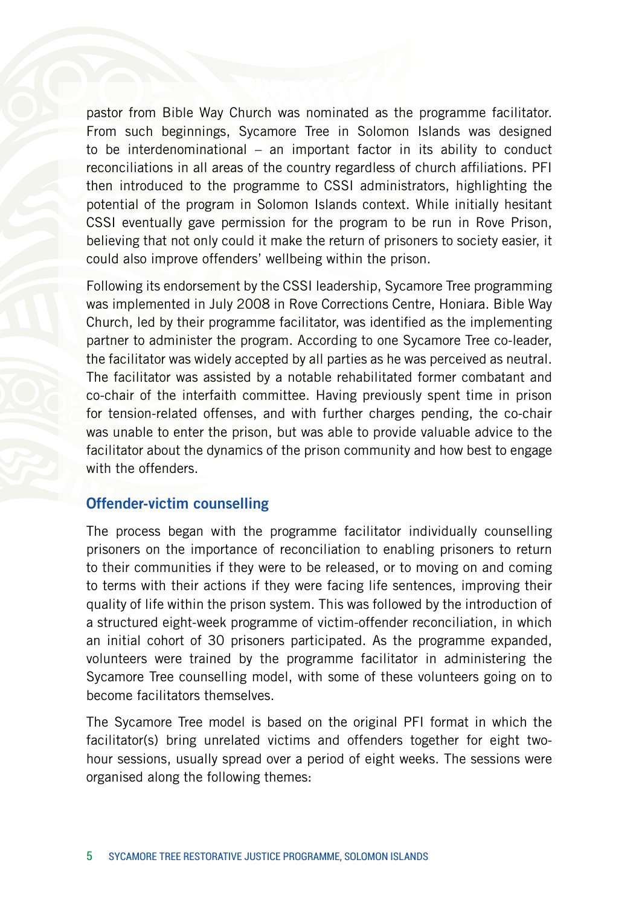pastor from Bible Way Church was nominated as the programme facilitator. From such beginnings, Sycamore Tree in Solomon Islands was designed to be interdenominational – an important factor in its ability to conduct reconciliations in all areas of the country regardless of church affiliations. PFI then introduced to the programme to CSSI administrators, highlighting the potential of the program in Solomon Islands context. While initially hesitant CSSI eventually gave permission for the program to be run in Rove Prison, believing that not only could it make the return of prisoners to society easier, it could also improve offenders' wellbeing within the prison.

Following its endorsement by the CSSI leadership, Sycamore Tree programming was implemented in July 2008 in Rove Corrections Centre, Honiara. Bible Way Church, led by their programme facilitator, was identified as the implementing partner to administer the program. According to one Sycamore Tree co-leader, the facilitator was widely accepted by all parties as he was perceived as neutral. The facilitator was assisted by a notable rehabilitated former combatant and co-chair of the interfaith committee. Having previously spent time in prison for tension-related offenses, and with further charges pending, the co-chair was unable to enter the prison, but was able to provide valuable advice to the facilitator about the dynamics of the prison community and how best to engage with the offenders.

## Offender-victim counselling

The process began with the programme facilitator individually counselling prisoners on the importance of reconciliation to enabling prisoners to return to their communities if they were to be released, or to moving on and coming to terms with their actions if they were facing life sentences, improving their quality of life within the prison system. This was followed by the introduction of a structured eight-week programme of victim-offender reconciliation, in which an initial cohort of 30 prisoners participated. As the programme expanded, volunteers were trained by the programme facilitator in administering the Sycamore Tree counselling model, with some of these volunteers going on to become facilitators themselves.

The Sycamore Tree model is based on the original PFI format in which the facilitator(s) bring unrelated victims and offenders together for eight two-hour sessions, usually spread over a period of eight weeks. The sessions were organised along the following themes: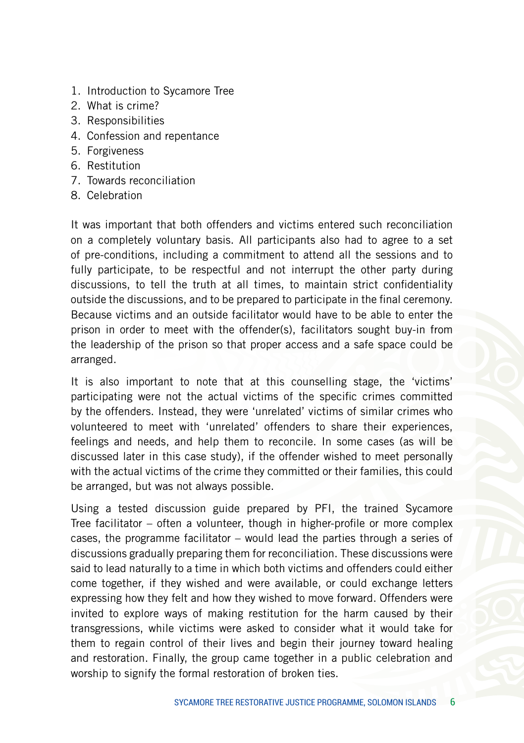1. Introduction to Sycamore Tree
2. What is crime?
3. Responsibilities
4. Confession and repentance
5. Forgiveness
6. Restitution
7. Towards reconciliation
8. Celebration

It was important that both offenders and victims entered such reconciliation on a completely voluntary basis. All participants also had to agree to a set of pre-conditions, including a commitment to attend all the sessions and to fully participate, to be respectful and not interrupt the other party during discussions, to tell the truth at all times, to maintain strict confidentiality outside the discussions, and to be prepared to participate in the final ceremony. Because victims and an outside facilitator would have to be able to enter the prison in order to meet with the offender(s), facilitators sought buy-in from the leadership of the prison so that proper access and a safe space could be arranged.

It is also important to note that at this counselling stage, the 'victims' participating were not the actual victims of the specific crimes committed by the offenders. Instead, they were 'unrelated' victims of similar crimes who volunteered to meet with 'unrelated' offenders to share their experiences, feelings and needs, and help them to reconcile. In some cases (as will be discussed later in this case study), if the offender wished to meet personally with the actual victims of the crime they committed or their families, this could be arranged, but was not always possible.

Using a tested discussion guide prepared by PFI, the trained Sycamore Tree facilitator – often a volunteer, though in higher-profile or more complex cases, the programme facilitator – would lead the parties through a series of discussions gradually preparing them for reconciliation. These discussions were said to lead naturally to a time in which both victims and offenders could either come together, if they wished and were available, or could exchange letters expressing how they felt and how they wished to move forward. Offenders were invited to explore ways of making restitution for the harm caused by their transgressions, while victims were asked to consider what it would take for them to regain control of their lives and begin their journey toward healing and restoration. Finally, the group came together in a public celebration and worship to signify the formal restoration of broken ties.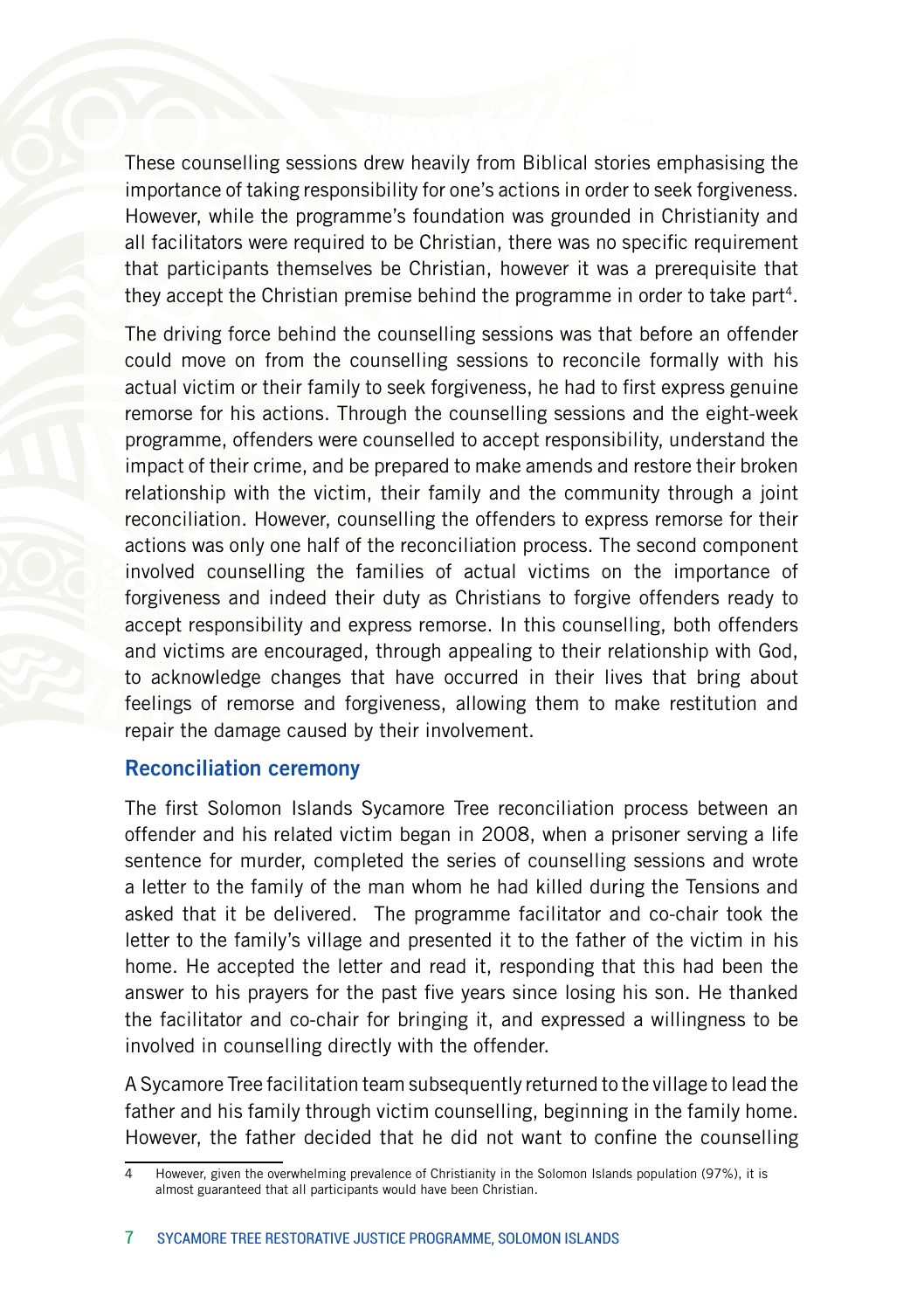These counselling sessions drew heavily from Biblical stories emphasising the importance of taking responsibility for one's actions in order to seek forgiveness. However, while the programme's foundation was grounded in Christianity and all facilitators were required to be Christian, there was no specific requirement that participants themselves be Christian, however it was a prerequisite that they accept the Christian premise behind the programme in order to take part[4].

The driving force behind the counselling sessions was that before an offender could move on from the counselling sessions to reconcile formally with his actual victim or their family to seek forgiveness, he had to first express genuine remorse for his actions. Through the counselling sessions and the eight-week programme, offenders were counselled to accept responsibility, understand the impact of their crime, and be prepared to make amends and restore their broken relationship with the victim, their family and the community through a joint reconciliation. However, counselling the offenders to express remorse for their actions was only one half of the reconciliation process. The second component involved counselling the families of actual victims on the importance of forgiveness and indeed their duty as Christians to forgive offenders ready to accept responsibility and express remorse. In this counselling, both offenders and victims are encouraged, through appealing to their relationship with God, to acknowledge changes that have occurred in their lives that bring about feelings of remorse and forgiveness, allowing them to make restitution and repair the damage caused by their involvement.

## Reconciliation ceremony

The first Solomon Islands Sycamore Tree reconciliation process between an offender and his related victim began in 2008, when a prisoner serving a life sentence for murder, completed the series of counselling sessions and wrote a letter to the family of the man whom he had killed during the Tensions and asked that it be delivered. The programme facilitator and co-chair took the letter to the family's village and presented it to the father of the victim in his home. He accepted the letter and read it, responding that this had been the answer to his prayers for the past five years since losing his son. He thanked the facilitator and co-chair for bringing it, and expressed a willingness to be involved in counselling directly with the offender.

A Sycamore Tree facilitation team subsequently returned to the village to lead the father and his family through victim counselling, beginning in the family home. However, the father decided that he did not want to confine the counselling

[4] However, given the overwhelming prevalence of Christianity in the Solomon Islands population (97%), it is almost guaranteed that all participants would have been Christian.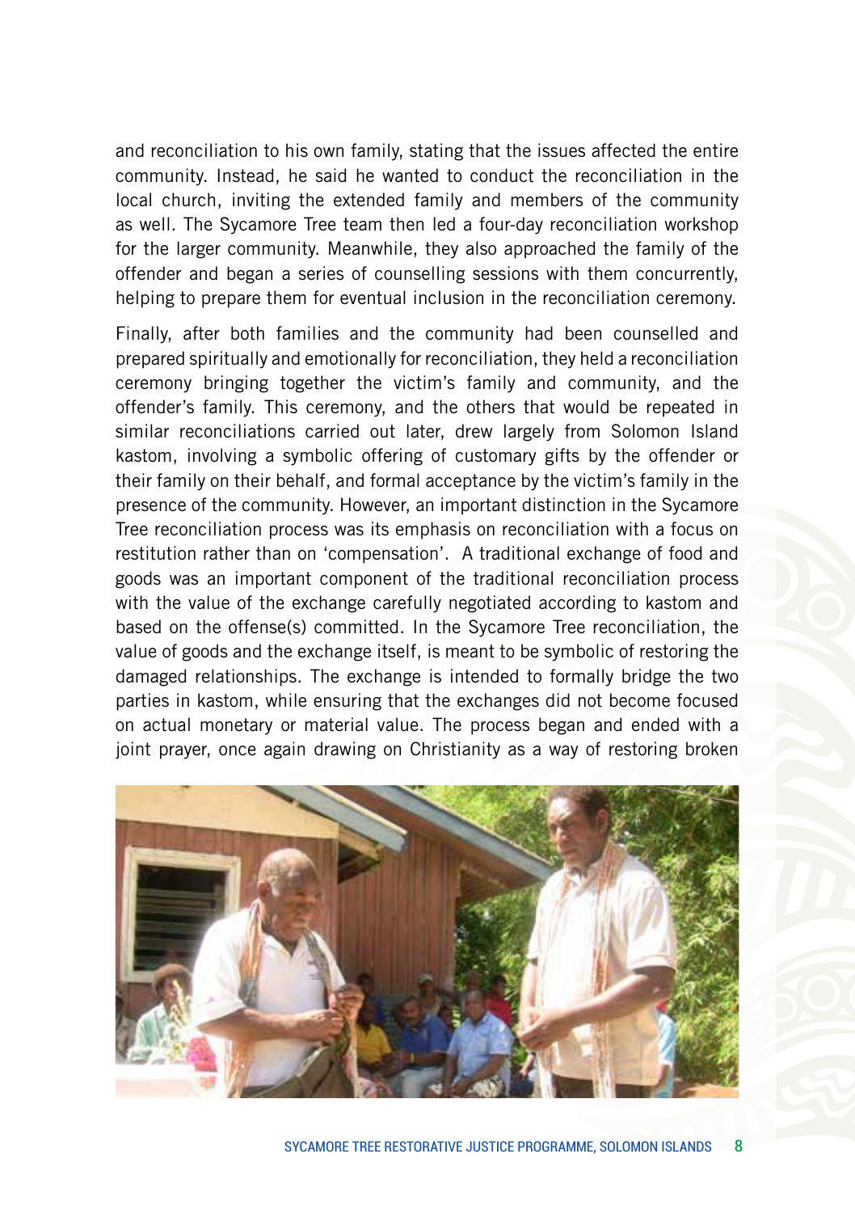and reconciliation to his own family, stating that the issues affected the entire community. Instead, he said he wanted to conduct the reconciliation in the local church, inviting the extended family and members of the community as well. The Sycamore Tree team then led a four-day reconciliation workshop for the larger community. Meanwhile, they also approached the family of the offender and began a series of counselling sessions with them concurrently, helping to prepare them for eventual inclusion in the reconciliation ceremony.

Finally, after both families and the community had been counselled and prepared spiritually and emotionally for reconciliation, they held a reconciliation ceremony bringing together the victim's family and community, and the offender's family. This ceremony, and the others that would be repeated in similar reconciliations carried out later, drew largely from Solomon Island kastom, involving a symbolic offering of customary gifts by the offender or their family on their behalf, and formal acceptance by the victim's family in the presence of the community. However, an important distinction in the Sycamore Tree reconciliation process was its emphasis on reconciliation with a focus on restitution rather than on 'compensation'. A traditional exchange of food and goods was an important component of the traditional reconciliation process with the value of the exchange carefully negotiated according to kastom and based on the offense(s) committed. In the Sycamore Tree reconciliation, the value of goods and the exchange itself, is meant to be symbolic of restoring the damaged relationships. The exchange is intended to formally bridge the two parties in kastom, while ensuring that the exchanges did not become focused on actual monetary or material value. The process began and ended with a joint prayer, once again drawing on Christianity as a way of restoring broken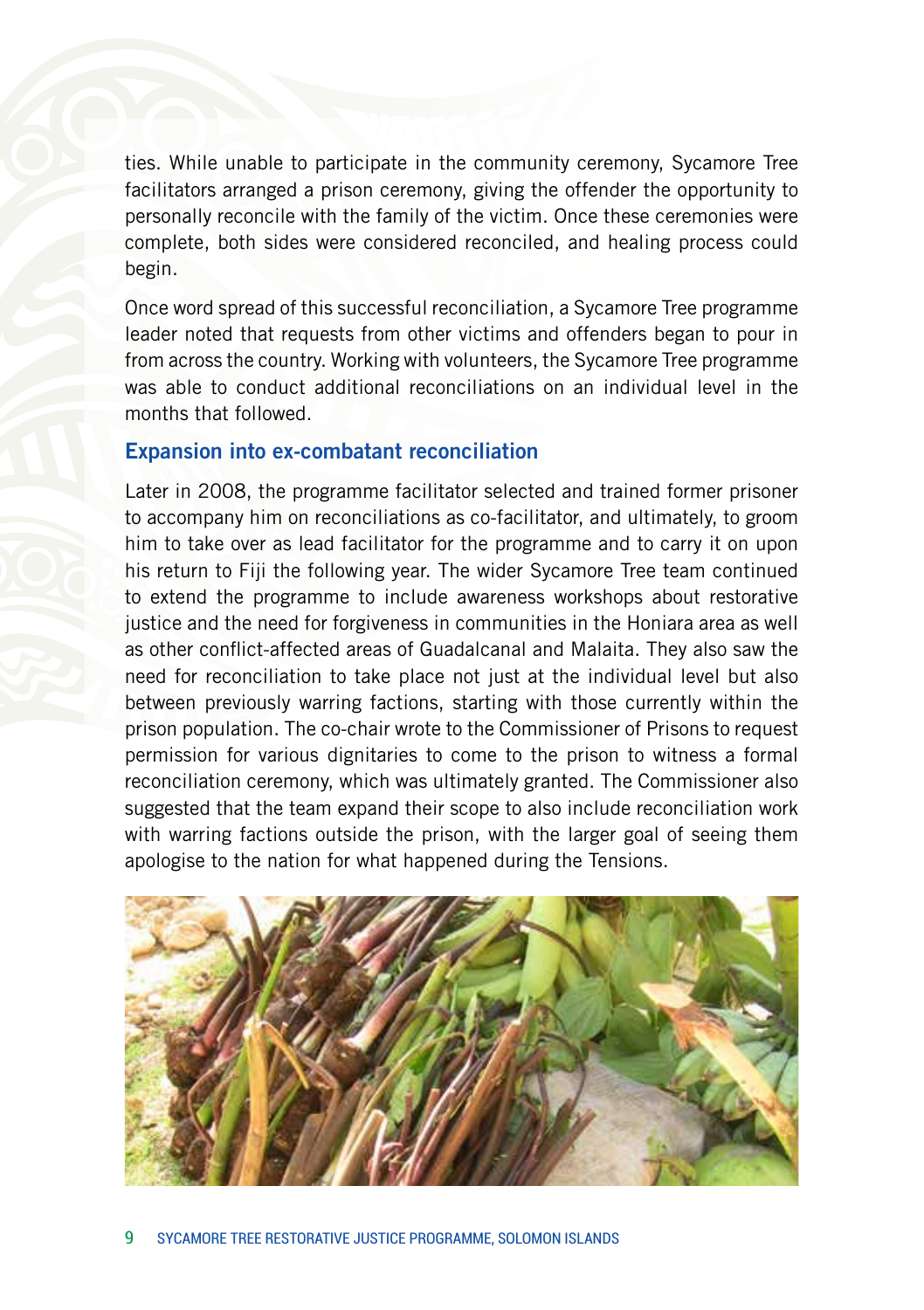ties. While unable to participate in the community ceremony, Sycamore Tree facilitators arranged a prison ceremony, giving the offender the opportunity to personally reconcile with the family of the victim. Once these ceremonies were complete, both sides were considered reconciled, and healing process could begin.

Once word spread of this successful reconciliation, a Sycamore Tree programme leader noted that requests from other victims and offenders began to pour in from across the country. Working with volunteers, the Sycamore Tree programme was able to conduct additional reconciliations on an individual level in the months that followed.

## Expansion into ex-combatant reconciliation

Later in 2008, the programme facilitator selected and trained former prisoner to accompany him on reconciliations as co-facilitator, and ultimately, to groom him to take over as lead facilitator for the programme and to carry it on upon his return to Fiji the following year. The wider Sycamore Tree team continued to extend the programme to include awareness workshops about restorative justice and the need for forgiveness in communities in the Honiara area as well as other conflict-affected areas of Guadalcanal and Malaita. They also saw the need for reconciliation to take place not just at the individual level but also between previously warring factions, starting with those currently within the prison population. The co-chair wrote to the Commissioner of Prisons to request permission for various dignitaries to come to the prison to witness a formal reconciliation ceremony, which was ultimately granted. The Commissioner also suggested that the team expand their scope to also include reconciliation work with warring factions outside the prison, with the larger goal of seeing them apologise to the nation for what happened during the Tensions.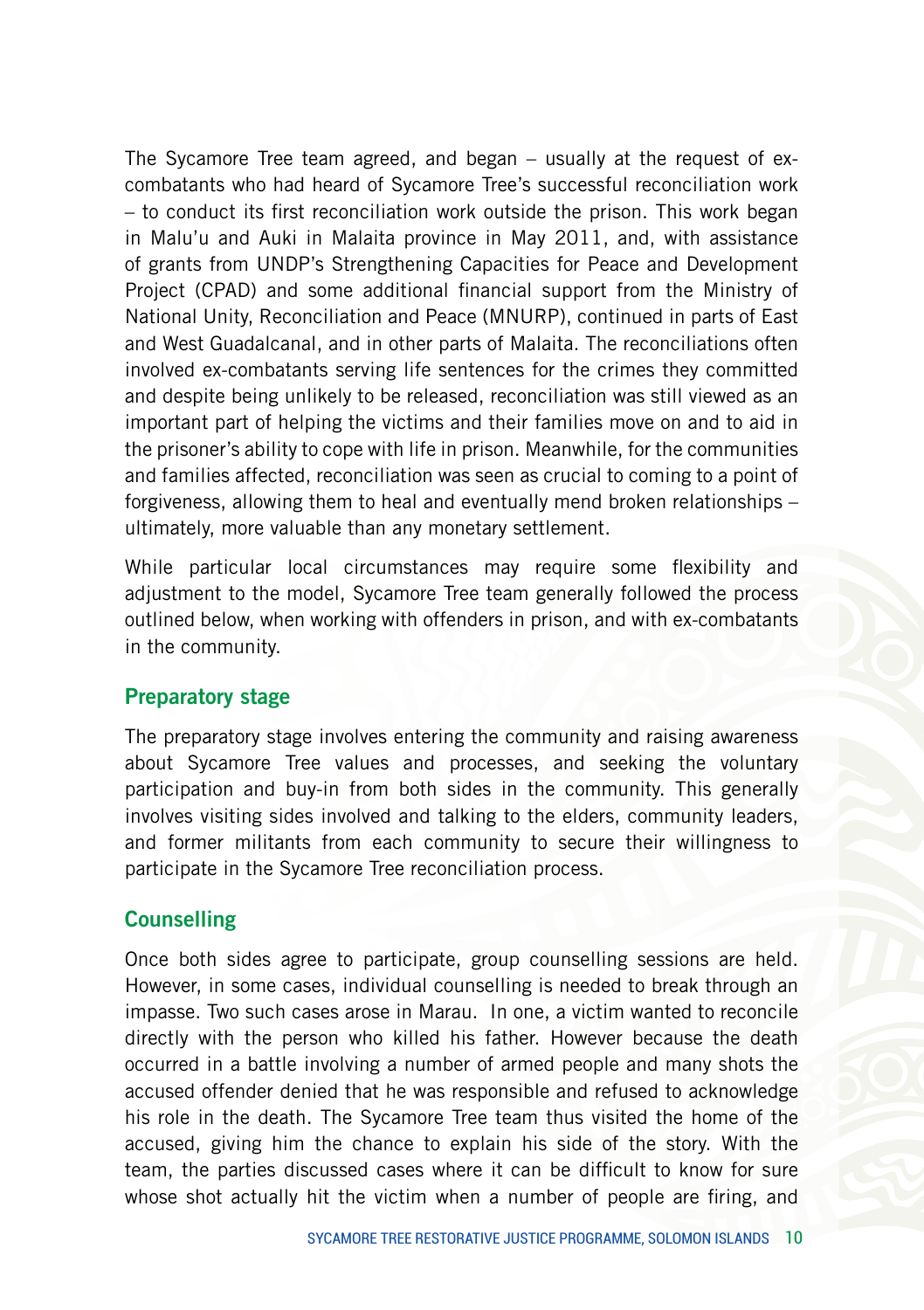The Sycamore Tree team agreed, and began – usually at the request of ex-combatants who had heard of Sycamore Tree's successful reconciliation work – to conduct its first reconciliation work outside the prison. This work began in Malu'u and Auki in Malaita province in May 2011, and, with assistance of grants from UNDP's Strengthening Capacities for Peace and Development Project (CPAD) and some additional financial support from the Ministry of National Unity, Reconciliation and Peace (MNURP), continued in parts of East and West Guadalcanal, and in other parts of Malaita. The reconciliations often involved ex-combatants serving life sentences for the crimes they committed and despite being unlikely to be released, reconciliation was still viewed as an important part of helping the victims and their families move on and to aid in the prisoner's ability to cope with life in prison. Meanwhile, for the communities and families affected, reconciliation was seen as crucial to coming to a point of forgiveness, allowing them to heal and eventually mend broken relationships – ultimately, more valuable than any monetary settlement.

While particular local circumstances may require some flexibility and adjustment to the model, Sycamore Tree team generally followed the process outlined below, when working with offenders in prison, and with ex-combatants in the community.

## Preparatory stage

The preparatory stage involves entering the community and raising awareness about Sycamore Tree values and processes, and seeking the voluntary participation and buy-in from both sides in the community. This generally involves visiting sides involved and talking to the elders, community leaders, and former militants from each community to secure their willingness to participate in the Sycamore Tree reconciliation process.

## Counselling

Once both sides agree to participate, group counselling sessions are held. However, in some cases, individual counselling is needed to break through an impasse. Two such cases arose in Marau. In one, a victim wanted to reconcile directly with the person who killed his father. However because the death occurred in a battle involving a number of armed people and many shots the accused offender denied that he was responsible and refused to acknowledge his role in the death. The Sycamore Tree team thus visited the home of the accused, giving him the chance to explain his side of the story. With the team, the parties discussed cases where it can be difficult to know for sure whose shot actually hit the victim when a number of people are firing, and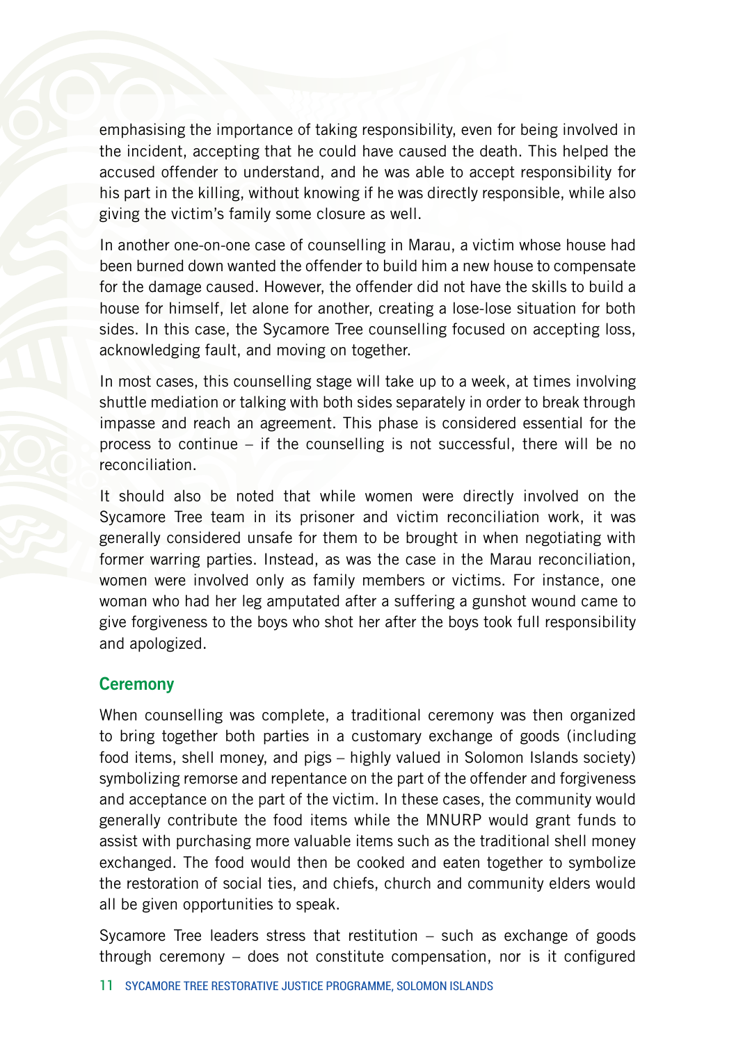emphasising the importance of taking responsibility, even for being involved in the incident, accepting that he could have caused the death. This helped the accused offender to understand, and he was able to accept responsibility for his part in the killing, without knowing if he was directly responsible, while also giving the victim's family some closure as well.

In another one-on-one case of counselling in Marau, a victim whose house had been burned down wanted the offender to build him a new house to compensate for the damage caused. However, the offender did not have the skills to build a house for himself, let alone for another, creating a lose-lose situation for both sides. In this case, the Sycamore Tree counselling focused on accepting loss, acknowledging fault, and moving on together.

In most cases, this counselling stage will take up to a week, at times involving shuttle mediation or talking with both sides separately in order to break through impasse and reach an agreement. This phase is considered essential for the process to continue – if the counselling is not successful, there will be no reconciliation.

It should also be noted that while women were directly involved on the Sycamore Tree team in its prisoner and victim reconciliation work, it was generally considered unsafe for them to be brought in when negotiating with former warring parties. Instead, as was the case in the Marau reconciliation, women were involved only as family members or victims. For instance, one woman who had her leg amputated after a suffering a gunshot wound came to give forgiveness to the boys who shot her after the boys took full responsibility and apologized.

### Ceremony

When counselling was complete, a traditional ceremony was then organized to bring together both parties in a customary exchange of goods (including food items, shell money, and pigs – highly valued in Solomon Islands society) symbolizing remorse and repentance on the part of the offender and forgiveness and acceptance on the part of the victim. In these cases, the community would generally contribute the food items while the MNURP would grant funds to assist with purchasing more valuable items such as the traditional shell money exchanged. The food would then be cooked and eaten together to symbolize the restoration of social ties, and chiefs, church and community elders would all be given opportunities to speak.

Sycamore Tree leaders stress that restitution – such as exchange of goods through ceremony – does not constitute compensation, nor is it configured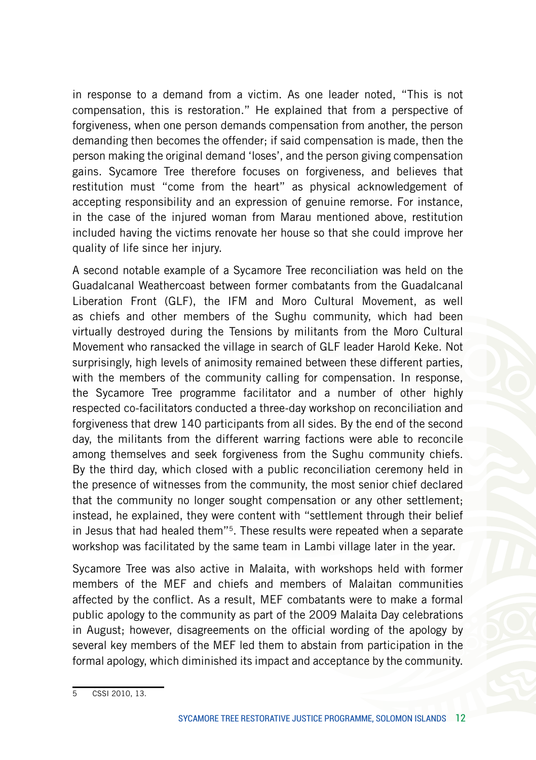in response to a demand from a victim. As one leader noted, "This is not compensation, this is restoration." He explained that from a perspective of forgiveness, when one person demands compensation from another, the person demanding then becomes the offender; if said compensation is made, then the person making the original demand 'loses', and the person giving compensation gains. Sycamore Tree therefore focuses on forgiveness, and believes that restitution must "come from the heart" as physical acknowledgement of accepting responsibility and an expression of genuine remorse. For instance, in the case of the injured woman from Marau mentioned above, restitution included having the victims renovate her house so that she could improve her quality of life since her injury.

A second notable example of a Sycamore Tree reconciliation was held on the Guadalcanal Weathercoast between former combatants from the Guadalcanal Liberation Front (GLF), the IFM and Moro Cultural Movement, as well as chiefs and other members of the Sughu community, which had been virtually destroyed during the Tensions by militants from the Moro Cultural Movement who ransacked the village in search of GLF leader Harold Keke. Not surprisingly, high levels of animosity remained between these different parties, with the members of the community calling for compensation. In response, the Sycamore Tree programme facilitator and a number of other highly respected co-facilitators conducted a three-day workshop on reconciliation and forgiveness that drew 140 participants from all sides. By the end of the second day, the militants from the different warring factions were able to reconcile among themselves and seek forgiveness from the Sughu community chiefs. By the third day, which closed with a public reconciliation ceremony held in the presence of witnesses from the community, the most senior chief declared that the community no longer sought compensation or any other settlement; instead, he explained, they were content with "settlement through their belief in Jesus that had healed them"[5]. These results were repeated when a separate workshop was facilitated by the same team in Lambi village later in the year.

Sycamore Tree was also active in Malaita, with workshops held with former members of the MEF and chiefs and members of Malaitan communities affected by the conflict. As a result, MEF combatants were to make a formal public apology to the community as part of the 2009 Malaita Day celebrations in August; however, disagreements on the official wording of the apology by several key members of the MEF led them to abstain from participation in the formal apology, which diminished its impact and acceptance by the community.

---

5 CSSI 2010, 13.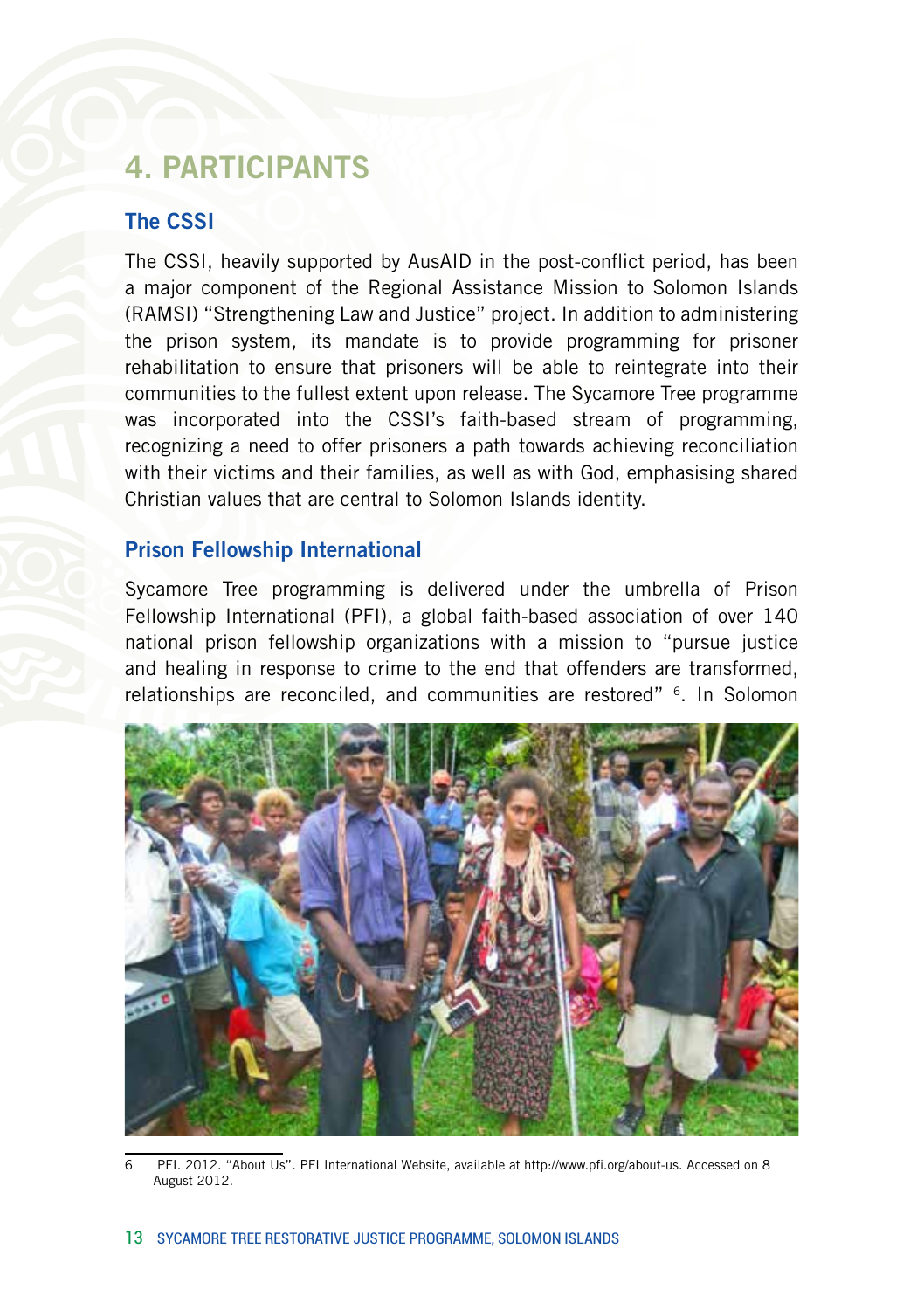# 4. PARTICIPANTS

## The CSSI

The CSSI, heavily supported by AusAID in the post-conflict period, has been a major component of the Regional Assistance Mission to Solomon Islands (RAMSI) "Strengthening Law and Justice" project. In addition to administering the prison system, its mandate is to provide programming for prisoner rehabilitation to ensure that prisoners will be able to reintegrate into their communities to the fullest extent upon release. The Sycamore Tree programme was incorporated into the CSSI's faith-based stream of programming, recognizing a need to offer prisoners a path towards achieving reconciliation with their victims and their families, as well as with God, emphasising shared Christian values that are central to Solomon Islands identity.

## Prison Fellowship International

Sycamore Tree programming is delivered under the umbrella of Prison Fellowship International (PFI), a global faith-based association of over 140 national prison fellowship organizations with a mission to "pursue justice and healing in response to crime to the end that offenders are transformed, relationships are reconciled, and communities are restored" [6]. In Solomon

6 PFI. 2012. "About Us". PFI International Website, available at http://www.pfi.org/about-us. Accessed on 8 August 2012.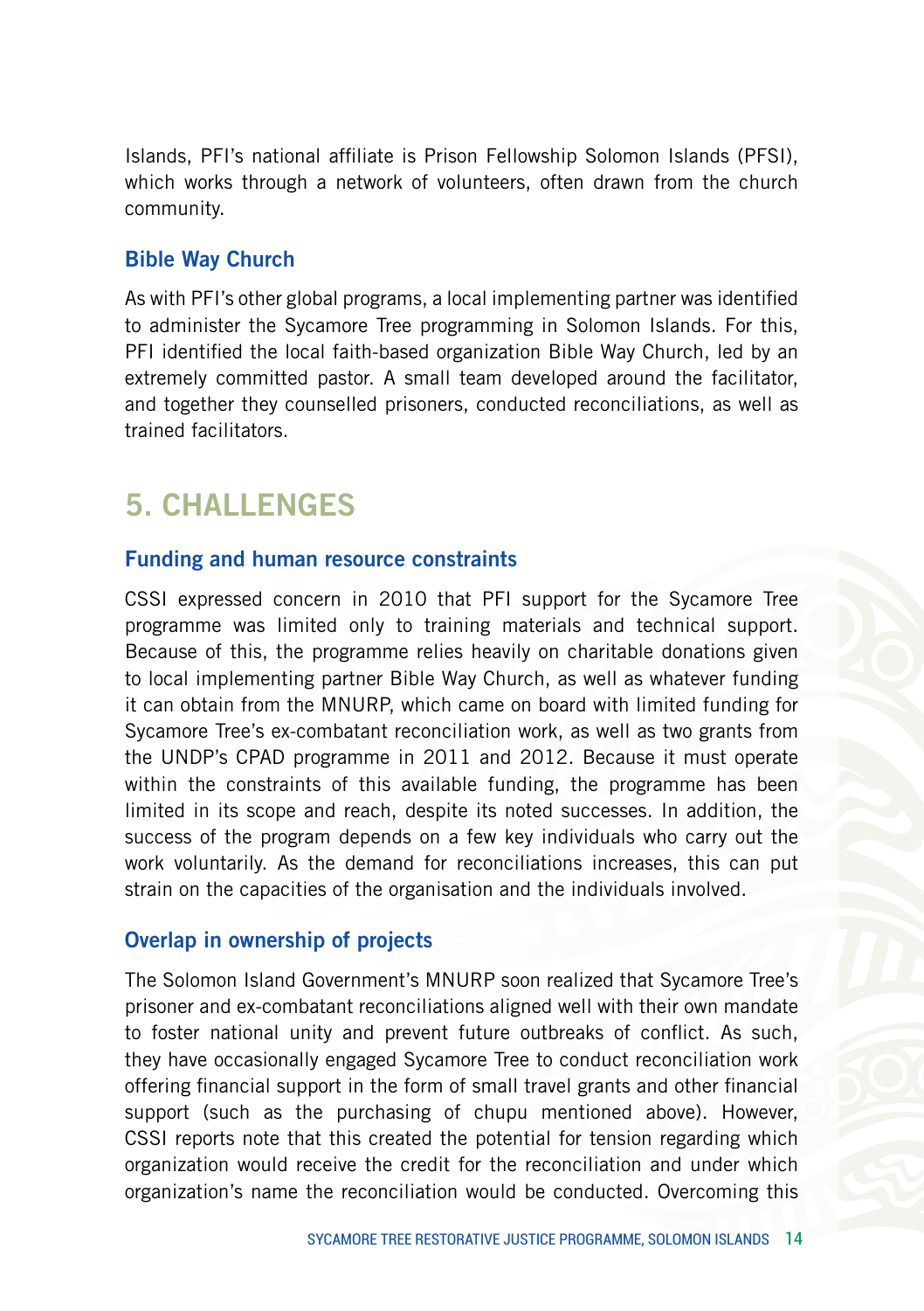Islands, PFI's national affiliate is Prison Fellowship Solomon Islands (PFSI), which works through a network of volunteers, often drawn from the church community.

### Bible Way Church

As with PFI's other global programs, a local implementing partner was identified to administer the Sycamore Tree programming in Solomon Islands. For this, PFI identified the local faith-based organization Bible Way Church, led by an extremely committed pastor. A small team developed around the facilitator, and together they counselled prisoners, conducted reconciliations, as well as trained facilitators.

## 5. CHALLENGES

### Funding and human resource constraints

CSSI expressed concern in 2010 that PFI support for the Sycamore Tree programme was limited only to training materials and technical support. Because of this, the programme relies heavily on charitable donations given to local implementing partner Bible Way Church, as well as whatever funding it can obtain from the MNURP, which came on board with limited funding for Sycamore Tree's ex-combatant reconciliation work, as well as two grants from the UNDP's CPAD programme in 2011 and 2012. Because it must operate within the constraints of this available funding, the programme has been limited in its scope and reach, despite its noted successes. In addition, the success of the program depends on a few key individuals who carry out the work voluntarily. As the demand for reconciliations increases, this can put strain on the capacities of the organisation and the individuals involved.

### Overlap in ownership of projects

The Solomon Island Government's MNURP soon realized that Sycamore Tree's prisoner and ex-combatant reconciliations aligned well with their own mandate to foster national unity and prevent future outbreaks of conflict. As such, they have occasionally engaged Sycamore Tree to conduct reconciliation work offering financial support in the form of small travel grants and other financial support (such as the purchasing of chupu mentioned above). However, CSSI reports note that this created the potential for tension regarding which organization would receive the credit for the reconciliation and under which organization's name the reconciliation would be conducted. Overcoming this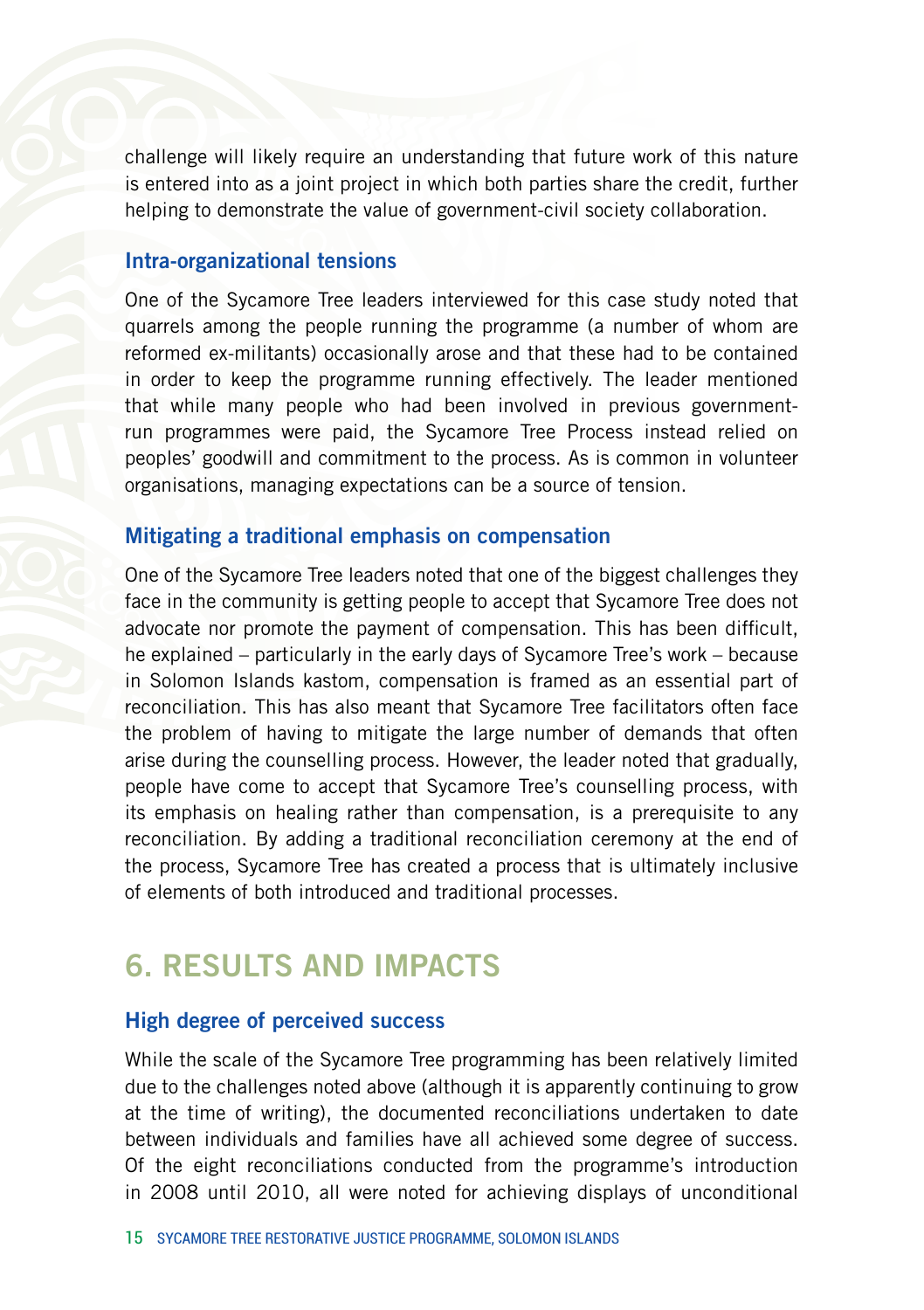challenge will likely require an understanding that future work of this nature is entered into as a joint project in which both parties share the credit, further helping to demonstrate the value of government-civil society collaboration.

### Intra-organizational tensions

One of the Sycamore Tree leaders interviewed for this case study noted that quarrels among the people running the programme (a number of whom are reformed ex-militants) occasionally arose and that these had to be contained in order to keep the programme running effectively. The leader mentioned that while many people who had been involved in previous government-run programmes were paid, the Sycamore Tree Process instead relied on peoples' goodwill and commitment to the process. As is common in volunteer organisations, managing expectations can be a source of tension.

### Mitigating a traditional emphasis on compensation

One of the Sycamore Tree leaders noted that one of the biggest challenges they face in the community is getting people to accept that Sycamore Tree does not advocate nor promote the payment of compensation. This has been difficult, he explained – particularly in the early days of Sycamore Tree's work – because in Solomon Islands kastom, compensation is framed as an essential part of reconciliation. This has also meant that Sycamore Tree facilitators often face the problem of having to mitigate the large number of demands that often arise during the counselling process. However, the leader noted that gradually, people have come to accept that Sycamore Tree's counselling process, with its emphasis on healing rather than compensation, is a prerequisite to any reconciliation. By adding a traditional reconciliation ceremony at the end of the process, Sycamore Tree has created a process that is ultimately inclusive of elements of both introduced and traditional processes.

## 6. RESULTS AND IMPACTS

### High degree of perceived success

While the scale of the Sycamore Tree programming has been relatively limited due to the challenges noted above (although it is apparently continuing to grow at the time of writing), the documented reconciliations undertaken to date between individuals and families have all achieved some degree of success. Of the eight reconciliations conducted from the programme's introduction in 2008 until 2010, all were noted for achieving displays of unconditional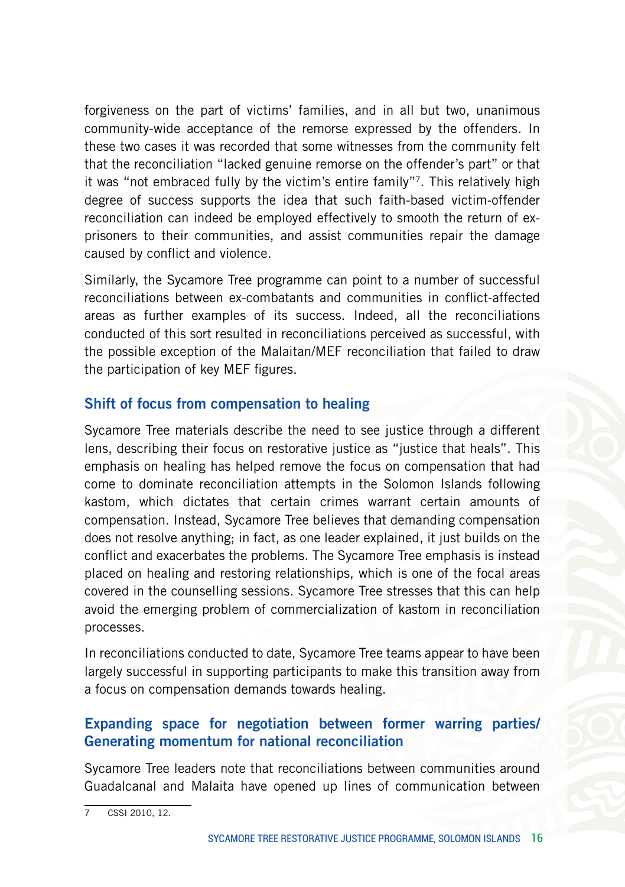forgiveness on the part of victims' families, and in all but two, unanimous community-wide acceptance of the remorse expressed by the offenders. In these two cases it was recorded that some witnesses from the community felt that the reconciliation "lacked genuine remorse on the offender's part" or that it was "not embraced fully by the victim's entire family"[7]. This relatively high degree of success supports the idea that such faith-based victim-offender reconciliation can indeed be employed effectively to smooth the return of ex-prisoners to their communities, and assist communities repair the damage caused by conflict and violence.

Similarly, the Sycamore Tree programme can point to a number of successful reconciliations between ex-combatants and communities in conflict-affected areas as further examples of its success. Indeed, all the reconciliations conducted of this sort resulted in reconciliations perceived as successful, with the possible exception of the Malaitan/MEF reconciliation that failed to draw the participation of key MEF figures.

### Shift of focus from compensation to healing

Sycamore Tree materials describe the need to see justice through a different lens, describing their focus on restorative justice as "justice that heals". This emphasis on healing has helped remove the focus on compensation that had come to dominate reconciliation attempts in the Solomon Islands following kastom, which dictates that certain crimes warrant certain amounts of compensation. Instead, Sycamore Tree believes that demanding compensation does not resolve anything; in fact, as one leader explained, it just builds on the conflict and exacerbates the problems. The Sycamore Tree emphasis is instead placed on healing and restoring relationships, which is one of the focal areas covered in the counselling sessions. Sycamore Tree stresses that this can help avoid the emerging problem of commercialization of kastom in reconciliation processes.

In reconciliations conducted to date, Sycamore Tree teams appear to have been largely successful in supporting participants to make this transition away from a focus on compensation demands towards healing.

### Expanding space for negotiation between former warring parties/ Generating momentum for national reconciliation

Sycamore Tree leaders note that reconciliations between communities around Guadalcanal and Malaita have opened up lines of communication between

---

7 CSSI 2010, 12.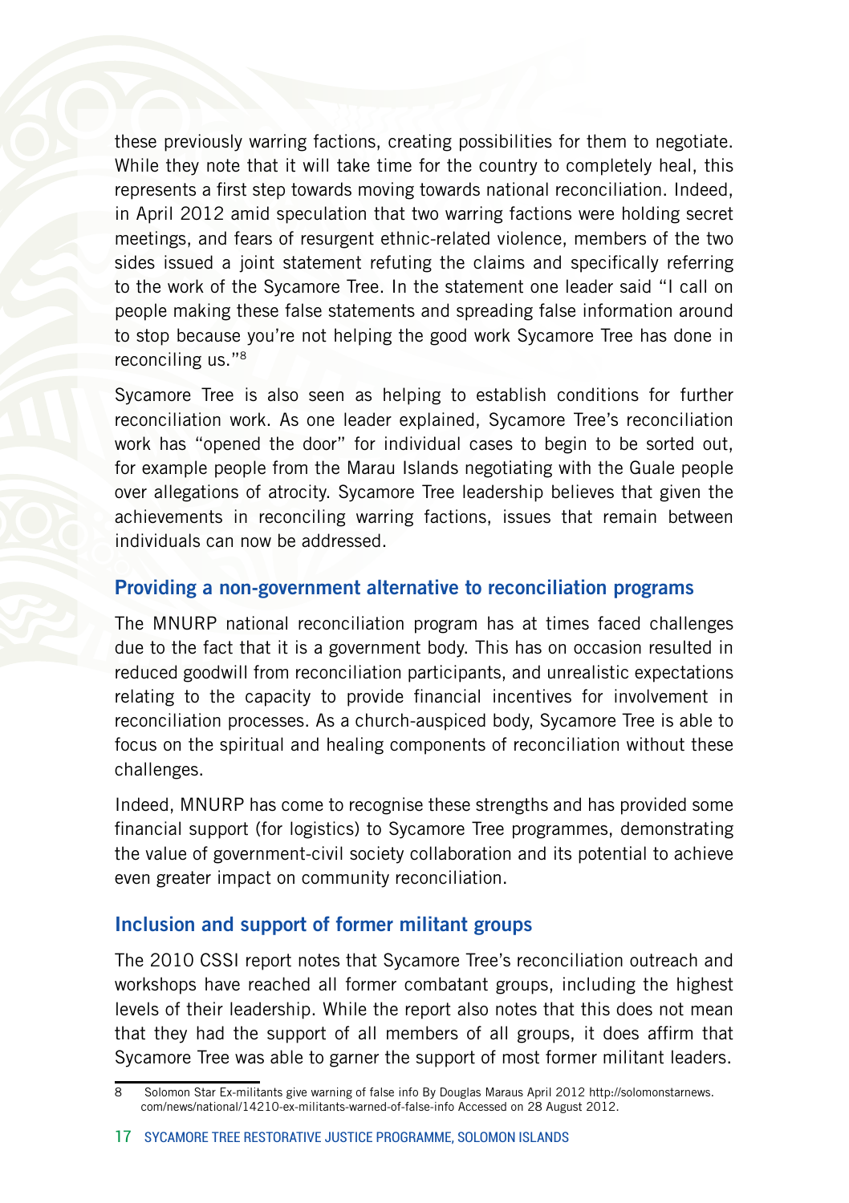these previously warring factions, creating possibilities for them to negotiate. While they note that it will take time for the country to completely heal, this represents a first step towards moving towards national reconciliation. Indeed, in April 2012 amid speculation that two warring factions were holding secret meetings, and fears of resurgent ethnic-related violence, members of the two sides issued a joint statement refuting the claims and specifically referring to the work of the Sycamore Tree. In the statement one leader said "I call on people making these false statements and spreading false information around to stop because you're not helping the good work Sycamore Tree has done in reconciling us."[8]

Sycamore Tree is also seen as helping to establish conditions for further reconciliation work. As one leader explained, Sycamore Tree's reconciliation work has "opened the door" for individual cases to begin to be sorted out, for example people from the Marau Islands negotiating with the Guale people over allegations of atrocity. Sycamore Tree leadership believes that given the achievements in reconciling warring factions, issues that remain between individuals can now be addressed.

### Providing a non-government alternative to reconciliation programs

The MNURP national reconciliation program has at times faced challenges due to the fact that it is a government body. This has on occasion resulted in reduced goodwill from reconciliation participants, and unrealistic expectations relating to the capacity to provide financial incentives for involvement in reconciliation processes. As a church-auspiced body, Sycamore Tree is able to focus on the spiritual and healing components of reconciliation without these challenges.

Indeed, MNURP has come to recognise these strengths and has provided some financial support (for logistics) to Sycamore Tree programmes, demonstrating the value of government-civil society collaboration and its potential to achieve even greater impact on community reconciliation.

### Inclusion and support of former militant groups

The 2010 CSSI report notes that Sycamore Tree's reconciliation outreach and workshops have reached all former combatant groups, including the highest levels of their leadership. While the report also notes that this does not mean that they had the support of all members of all groups, it does affirm that Sycamore Tree was able to garner the support of most former militant leaders.

---

8 Solomon Star Ex-militants give warning of false info By Douglas Maraus April 2012 http://solomonstarnews.com/news/national/14210-ex-militants-warned-of-false-info Accessed on 28 August 2012.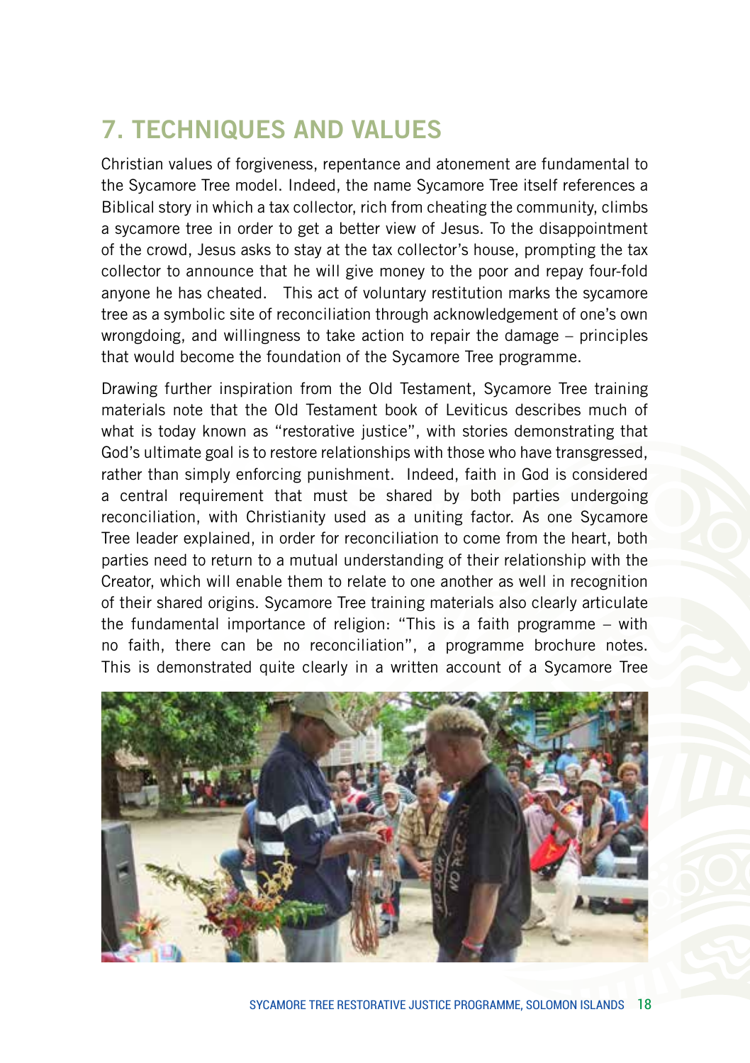## 7. TECHNIQUES AND VALUES

Christian values of forgiveness, repentance and atonement are fundamental to the Sycamore Tree model. Indeed, the name Sycamore Tree itself references a Biblical story in which a tax collector, rich from cheating the community, climbs a sycamore tree in order to get a better view of Jesus. To the disappointment of the crowd, Jesus asks to stay at the tax collector's house, prompting the tax collector to announce that he will give money to the poor and repay four-fold anyone he has cheated. This act of voluntary restitution marks the sycamore tree as a symbolic site of reconciliation through acknowledgement of one's own wrongdoing, and willingness to take action to repair the damage – principles that would become the foundation of the Sycamore Tree programme.

Drawing further inspiration from the Old Testament, Sycamore Tree training materials note that the Old Testament book of Leviticus describes much of what is today known as "restorative justice", with stories demonstrating that God's ultimate goal is to restore relationships with those who have transgressed, rather than simply enforcing punishment. Indeed, faith in God is considered a central requirement that must be shared by both parties undergoing reconciliation, with Christianity used as a uniting factor. As one Sycamore Tree leader explained, in order for reconciliation to come from the heart, both parties need to return to a mutual understanding of their relationship with the Creator, which will enable them to relate to one another as well in recognition of their shared origins. Sycamore Tree training materials also clearly articulate the fundamental importance of religion: "This is a faith programme – with no faith, there can be no reconciliation", a programme brochure notes. This is demonstrated quite clearly in a written account of a Sycamore Tree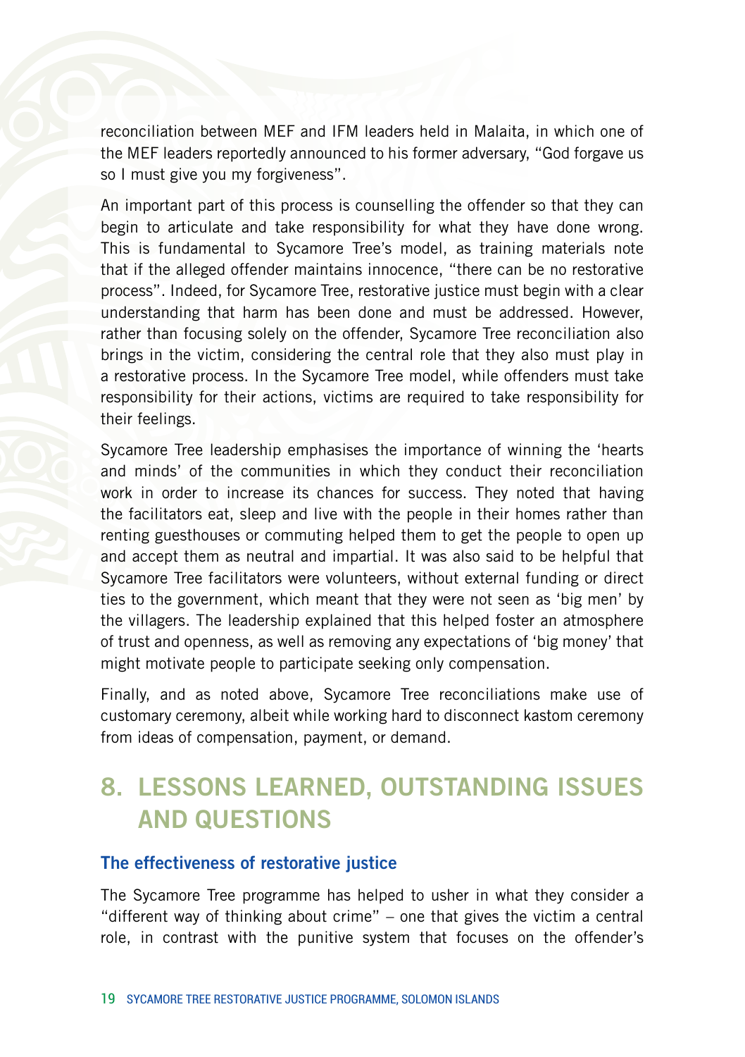reconciliation between MEF and IFM leaders held in Malaita, in which one of the MEF leaders reportedly announced to his former adversary, "God forgave us so I must give you my forgiveness".

An important part of this process is counselling the offender so that they can begin to articulate and take responsibility for what they have done wrong. This is fundamental to Sycamore Tree's model, as training materials note that if the alleged offender maintains innocence, "there can be no restorative process". Indeed, for Sycamore Tree, restorative justice must begin with a clear understanding that harm has been done and must be addressed. However, rather than focusing solely on the offender, Sycamore Tree reconciliation also brings in the victim, considering the central role that they also must play in a restorative process. In the Sycamore Tree model, while offenders must take responsibility for their actions, victims are required to take responsibility for their feelings.

Sycamore Tree leadership emphasises the importance of winning the 'hearts and minds' of the communities in which they conduct their reconciliation work in order to increase its chances for success. They noted that having the facilitators eat, sleep and live with the people in their homes rather than renting guesthouses or commuting helped them to get the people to open up and accept them as neutral and impartial. It was also said to be helpful that Sycamore Tree facilitators were volunteers, without external funding or direct ties to the government, which meant that they were not seen as 'big men' by the villagers. The leadership explained that this helped foster an atmosphere of trust and openness, as well as removing any expectations of 'big money' that might motivate people to participate seeking only compensation.

Finally, and as noted above, Sycamore Tree reconciliations make use of customary ceremony, albeit while working hard to disconnect kastom ceremony from ideas of compensation, payment, or demand.

# 8. LESSONS LEARNED, OUTSTANDING ISSUES AND QUESTIONS

## The effectiveness of restorative justice

The Sycamore Tree programme has helped to usher in what they consider a "different way of thinking about crime" – one that gives the victim a central role, in contrast with the punitive system that focuses on the offender's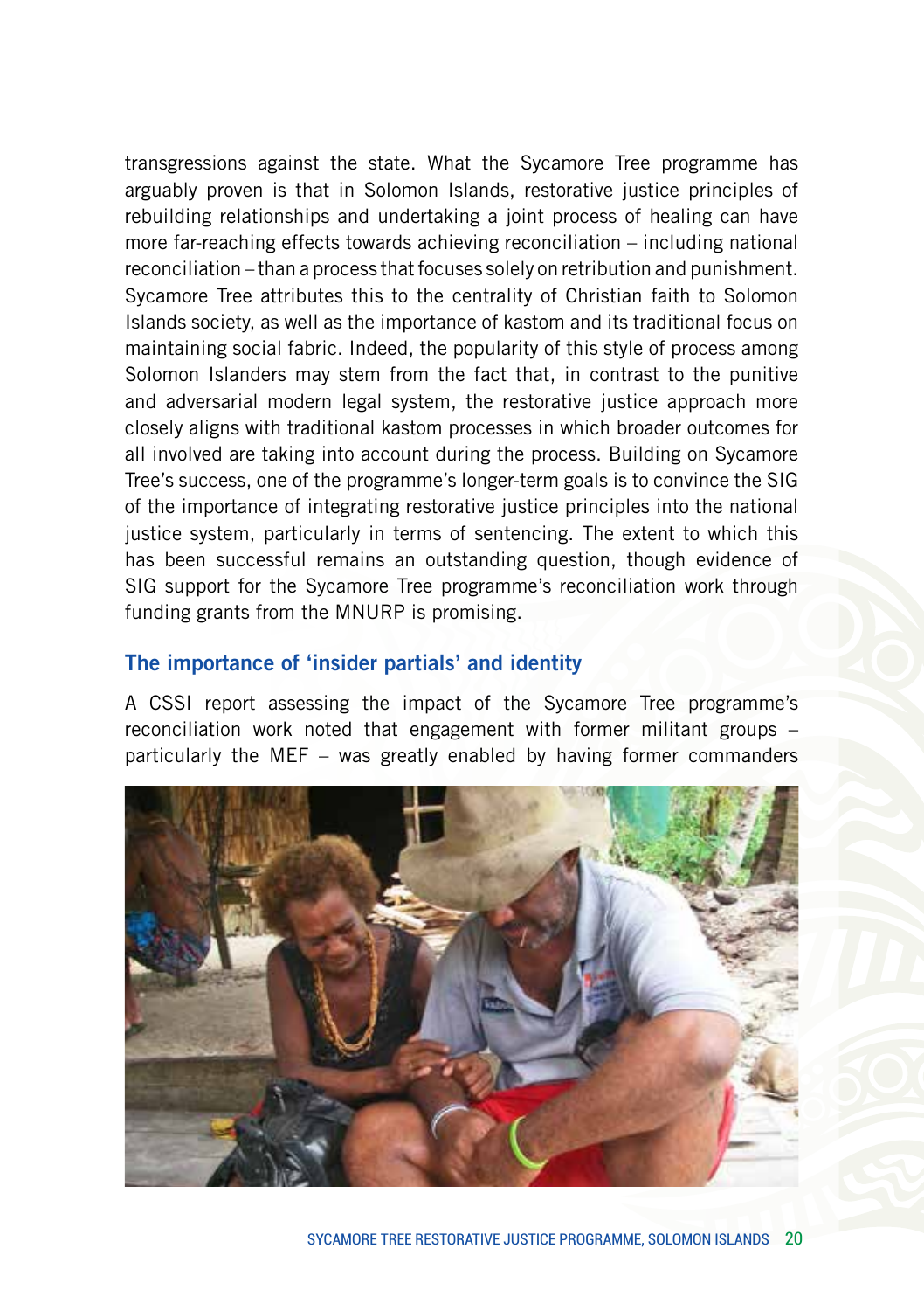transgressions against the state. What the Sycamore Tree programme has arguably proven is that in Solomon Islands, restorative justice principles of rebuilding relationships and undertaking a joint process of healing can have more far-reaching effects towards achieving reconciliation – including national reconciliation – than a process that focuses solely on retribution and punishment. Sycamore Tree attributes this to the centrality of Christian faith to Solomon Islands society, as well as the importance of kastom and its traditional focus on maintaining social fabric. Indeed, the popularity of this style of process among Solomon Islanders may stem from the fact that, in contrast to the punitive and adversarial modern legal system, the restorative justice approach more closely aligns with traditional kastom processes in which broader outcomes for all involved are taking into account during the process. Building on Sycamore Tree's success, one of the programme's longer-term goals is to convince the SIG of the importance of integrating restorative justice principles into the national justice system, particularly in terms of sentencing. The extent to which this has been successful remains an outstanding question, though evidence of SIG support for the Sycamore Tree programme's reconciliation work through funding grants from the MNURP is promising.

## The importance of 'insider partials' and identity

A CSSI report assessing the impact of the Sycamore Tree programme's reconciliation work noted that engagement with former militant groups – particularly the MEF – was greatly enabled by having former commanders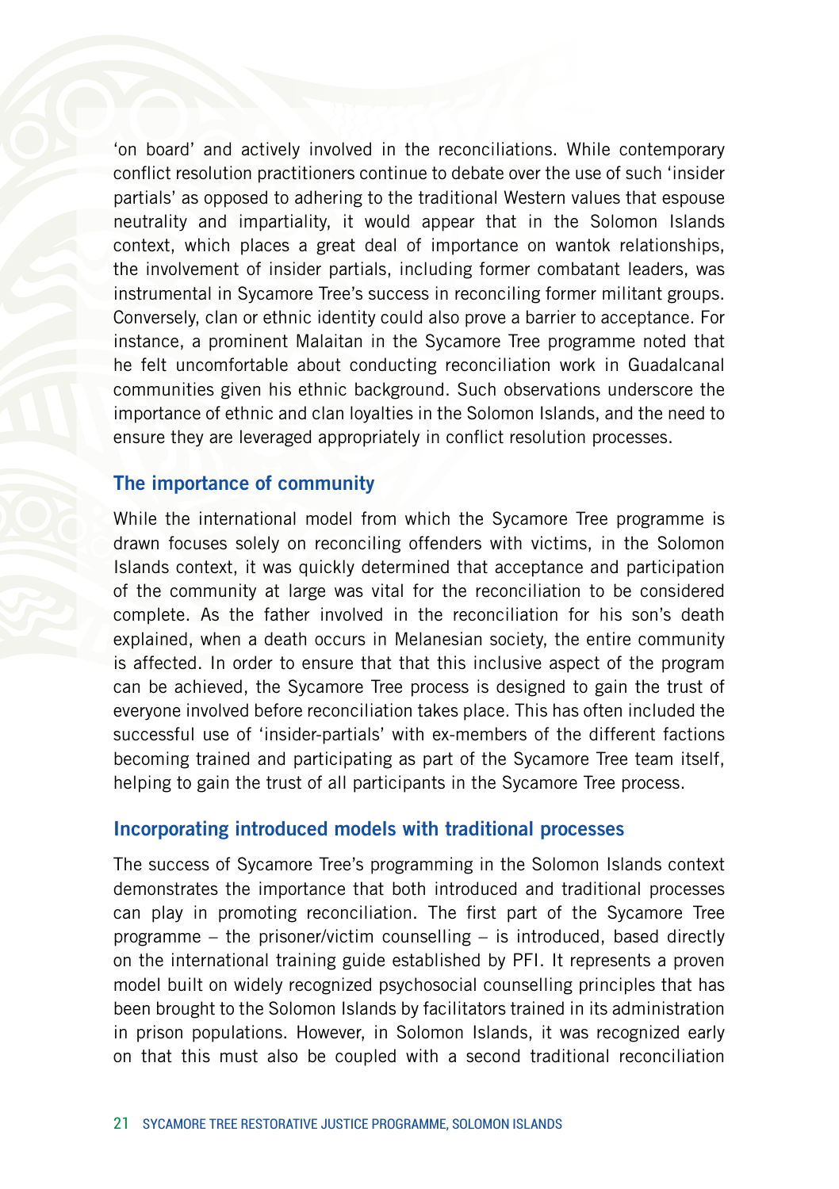'on board' and actively involved in the reconciliations. While contemporary conflict resolution practitioners continue to debate over the use of such 'insider partials' as opposed to adhering to the traditional Western values that espouse neutrality and impartiality, it would appear that in the Solomon Islands context, which places a great deal of importance on wantok relationships, the involvement of insider partials, including former combatant leaders, was instrumental in Sycamore Tree's success in reconciling former militant groups. Conversely, clan or ethnic identity could also prove a barrier to acceptance. For instance, a prominent Malaitan in the Sycamore Tree programme noted that he felt uncomfortable about conducting reconciliation work in Guadalcanal communities given his ethnic background. Such observations underscore the importance of ethnic and clan loyalties in the Solomon Islands, and the need to ensure they are leveraged appropriately in conflict resolution processes.

### The importance of community

While the international model from which the Sycamore Tree programme is drawn focuses solely on reconciling offenders with victims, in the Solomon Islands context, it was quickly determined that acceptance and participation of the community at large was vital for the reconciliation to be considered complete. As the father involved in the reconciliation for his son's death explained, when a death occurs in Melanesian society, the entire community is affected. In order to ensure that that this inclusive aspect of the program can be achieved, the Sycamore Tree process is designed to gain the trust of everyone involved before reconciliation takes place. This has often included the successful use of 'insider-partials' with ex-members of the different factions becoming trained and participating as part of the Sycamore Tree team itself, helping to gain the trust of all participants in the Sycamore Tree process.

### Incorporating introduced models with traditional processes

The success of Sycamore Tree's programming in the Solomon Islands context demonstrates the importance that both introduced and traditional processes can play in promoting reconciliation. The first part of the Sycamore Tree programme – the prisoner/victim counselling – is introduced, based directly on the international training guide established by PFI. It represents a proven model built on widely recognized psychosocial counselling principles that has been brought to the Solomon Islands by facilitators trained in its administration in prison populations. However, in Solomon Islands, it was recognized early on that this must also be coupled with a second traditional reconciliation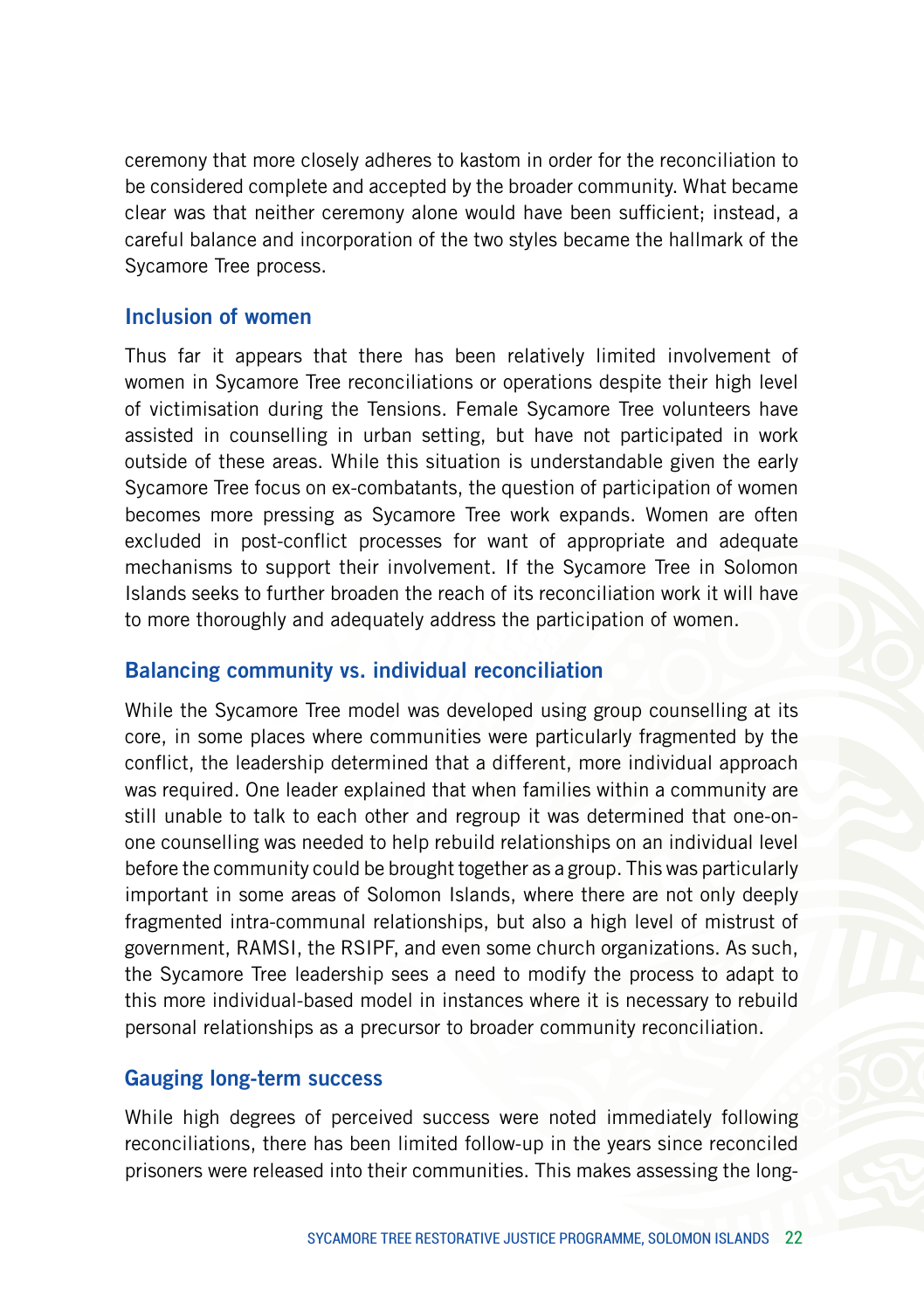ceremony that more closely adheres to kastom in order for the reconciliation to be considered complete and accepted by the broader community. What became clear was that neither ceremony alone would have been sufficient; instead, a careful balance and incorporation of the two styles became the hallmark of the Sycamore Tree process.

### Inclusion of women

Thus far it appears that there has been relatively limited involvement of women in Sycamore Tree reconciliations or operations despite their high level of victimisation during the Tensions. Female Sycamore Tree volunteers have assisted in counselling in urban setting, but have not participated in work outside of these areas. While this situation is understandable given the early Sycamore Tree focus on ex-combatants, the question of participation of women becomes more pressing as Sycamore Tree work expands. Women are often excluded in post-conflict processes for want of appropriate and adequate mechanisms to support their involvement. If the Sycamore Tree in Solomon Islands seeks to further broaden the reach of its reconciliation work it will have to more thoroughly and adequately address the participation of women.

### Balancing community vs. individual reconciliation

While the Sycamore Tree model was developed using group counselling at its core, in some places where communities were particularly fragmented by the conflict, the leadership determined that a different, more individual approach was required. One leader explained that when families within a community are still unable to talk to each other and regroup it was determined that one-on-one counselling was needed to help rebuild relationships on an individual level before the community could be brought together as a group. This was particularly important in some areas of Solomon Islands, where there are not only deeply fragmented intra-communal relationships, but also a high level of mistrust of government, RAMSI, the RSIPF, and even some church organizations. As such, the Sycamore Tree leadership sees a need to modify the process to adapt to this more individual-based model in instances where it is necessary to rebuild personal relationships as a precursor to broader community reconciliation.

### Gauging long-term success

While high degrees of perceived success were noted immediately following reconciliations, there has been limited follow-up in the years since reconciled prisoners were released into their communities. This makes assessing the long-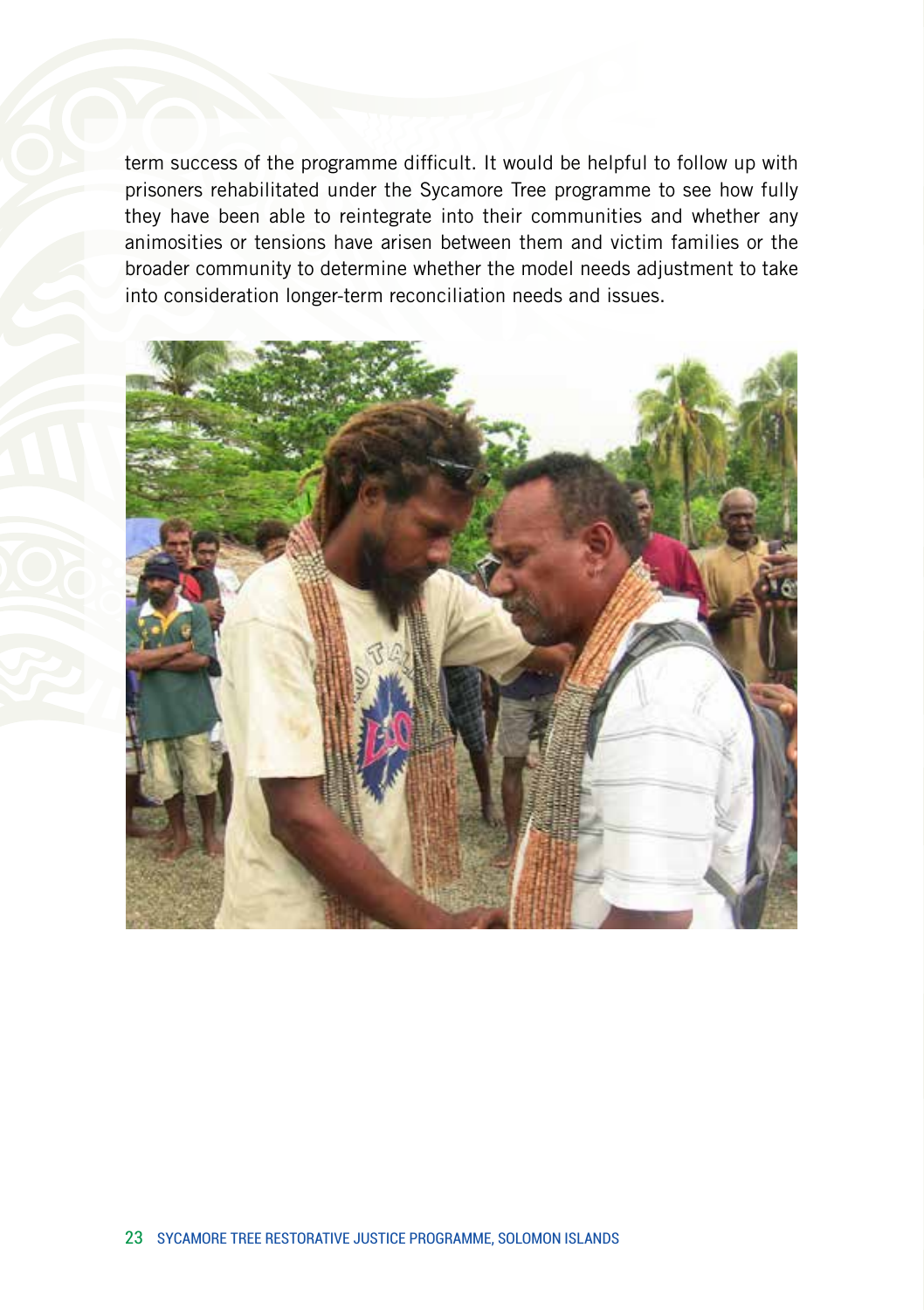term success of the programme difficult. It would be helpful to follow up with prisoners rehabilitated under the Sycamore Tree programme to see how fully they have been able to reintegrate into their communities and whether any animosities or tensions have arisen between them and victim families or the broader community to determine whether the model needs adjustment to take into consideration longer-term reconciliation needs and issues.